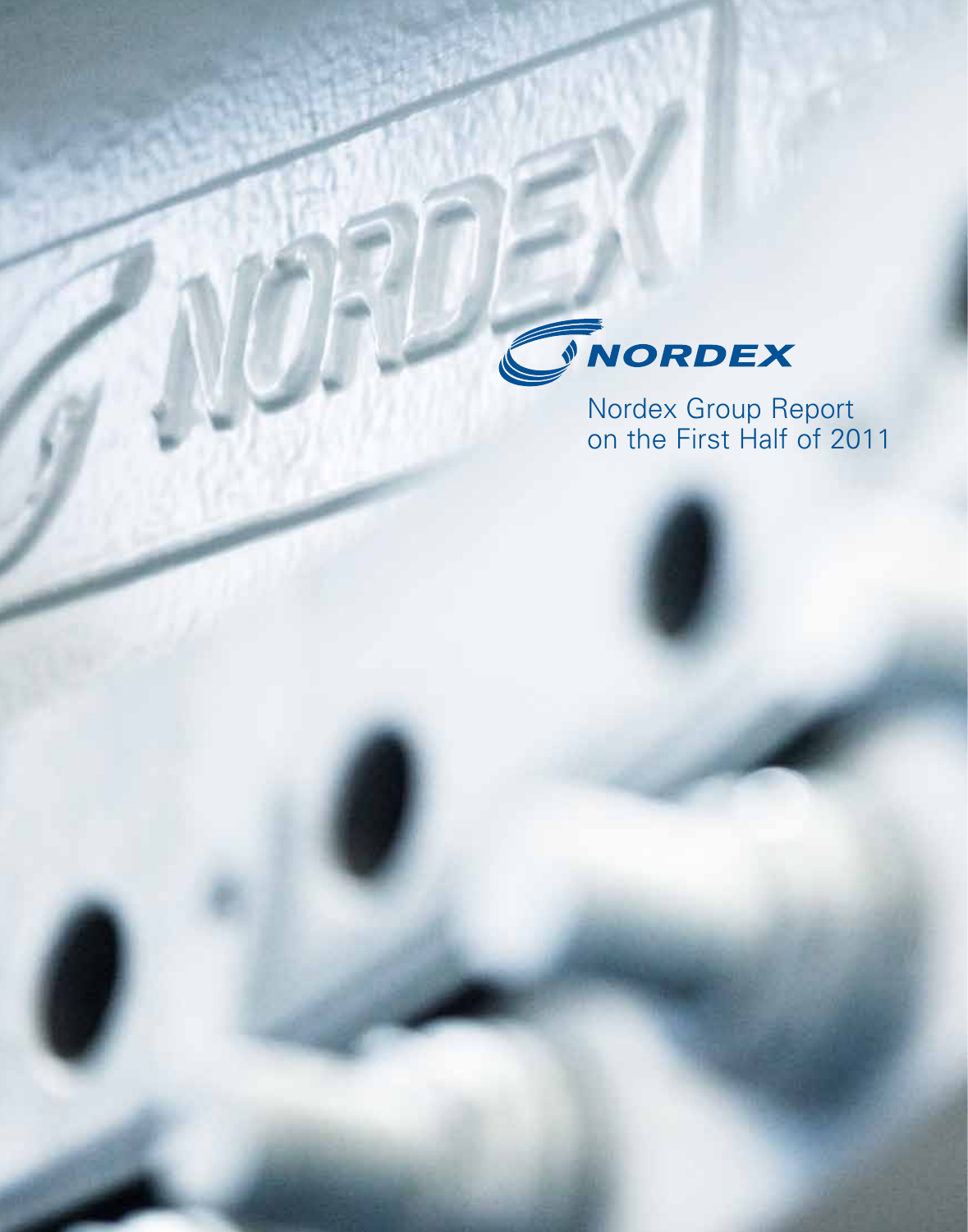NORDEX

# Nordex Group Report on the First Half of 2011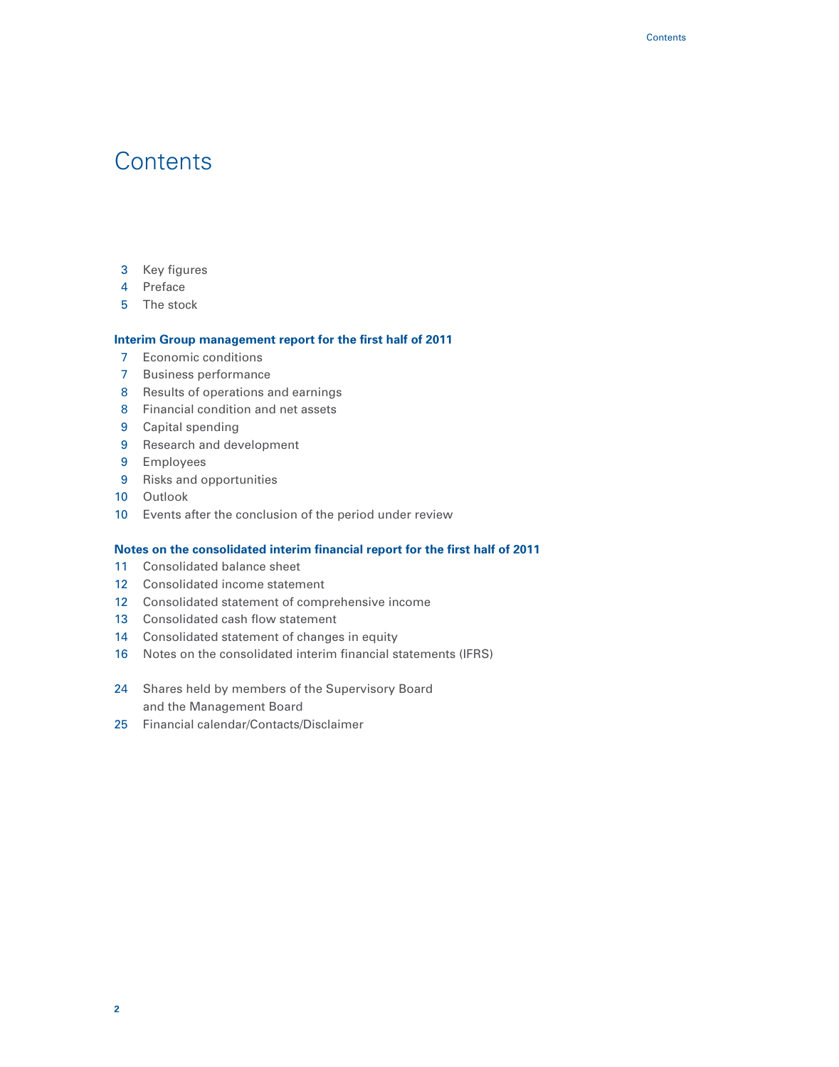# Contents

3 Key figures
4 Preface
5 The stock

**Interim Group management report for the first half of 2011**

7 Economic conditions
7 Business performance
8 Results of operations and earnings
8 Financial condition and net assets
9 Capital spending
9 Research and development
9 Employees
9 Risks and opportunities
10 Outlook
10 Events after the conclusion of the period under review

**Notes on the consolidated interim financial report for the first half of 2011**

11 Consolidated balance sheet
12 Consolidated income statement
12 Consolidated statement of comprehensive income
13 Consolidated cash flow statement
14 Consolidated statement of changes in equity
16 Notes on the consolidated interim financial statements (IFRS)

24 Shares held by members of the Supervisory Board and the Management Board
25 Financial calendar/Contacts/Disclaimer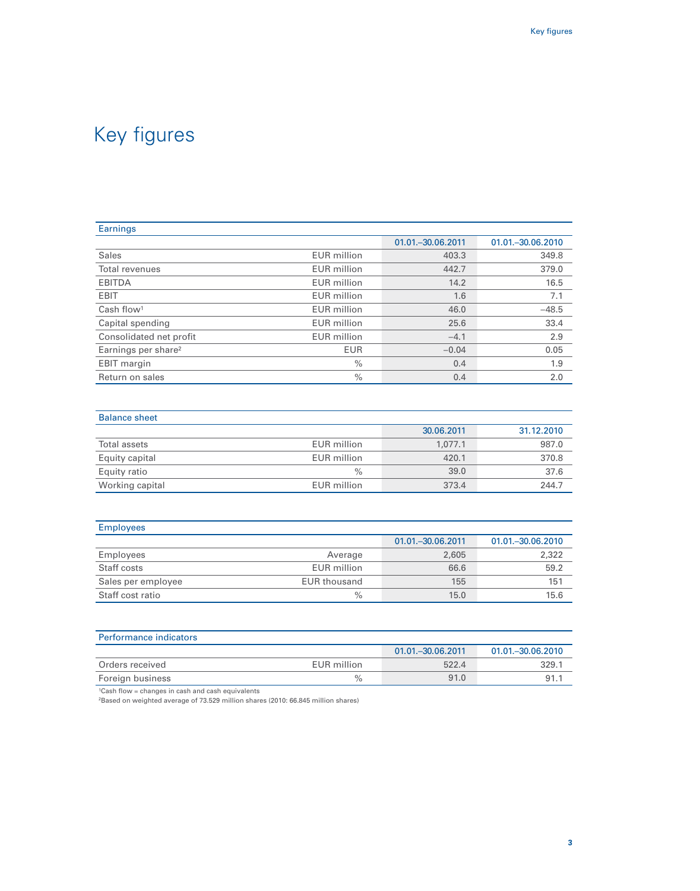# Key figures

| Earnings | | | |
|---|---|---|---|
| | | 01.01.–30.06.2011 | 01.01.–30.06.2010 |
| Sales | EUR million | 403.3 | 349.8 |
| Total revenues | EUR million | 442.7 | 379.0 |
| EBITDA | EUR million | 14.2 | 16.5 |
| EBIT | EUR million | 1.6 | 7.1 |
| Cash flow[1] | EUR million | 46.0 | –48.5 |
| Capital spending | EUR million | 25.6 | 33.4 |
| Consolidated net profit | EUR million | –4.1 | 2.9 |
| Earnings per share[2] | EUR | –0.04 | 0.05 |
| EBIT margin | % | 0.4 | 1.9 |
| Return on sales | % | 0.4 | 2.0 |

| Balance sheet | | | |
|---|---|---|---|
| | | 30.06.2011 | 31.12.2010 |
| Total assets | EUR million | 1,077.1 | 987.0 |
| Equity capital | EUR million | 420.1 | 370.8 |
| Equity ratio | % | 39.0 | 37.6 |
| Working capital | EUR million | 373.4 | 244.7 |

| Employees | | | |
|---|---|---|---|
| | | 01.01.–30.06.2011 | 01.01.–30.06.2010 |
| Employees | Average | 2,605 | 2,322 |
| Staff costs | EUR million | 66.6 | 59.2 |
| Sales per employee | EUR thousand | 155 | 151 |
| Staff cost ratio | % | 15.0 | 15.6 |

| Performance indicators | | | |
|---|---|---|---|
| | | 01.01.–30.06.2011 | 01.01.–30.06.2010 |
| Orders received | EUR million | 522.4 | 329.1 |
| Foreign business | % | 91.0 | 91.1 |

[1]Cash flow = changes in cash and cash equivalents
[2]Based on weighted average of 73.529 million shares (2010: 66.845 million shares)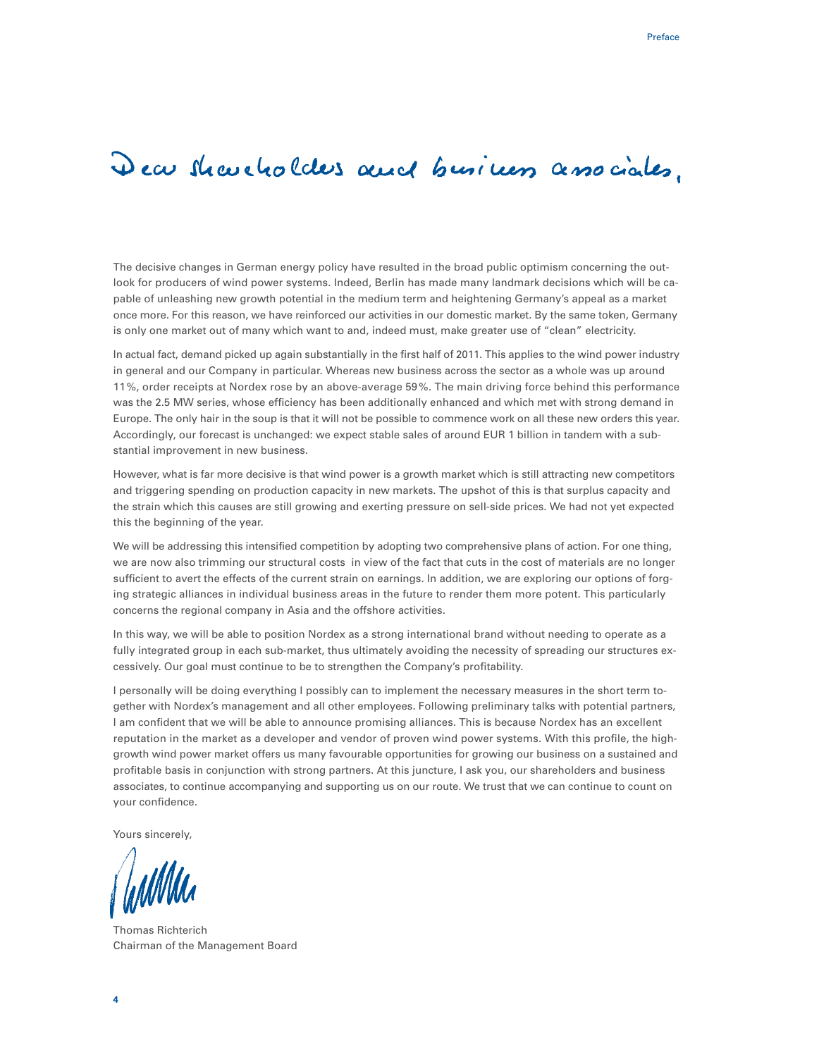# Dear shareholders and business associates,

The decisive changes in German energy policy have resulted in the broad public optimism concerning the outlook for producers of wind power systems. Indeed, Berlin has made many landmark decisions which will be capable of unleashing new growth potential in the medium term and heightening Germany's appeal as a market once more. For this reason, we have reinforced our activities in our domestic market. By the same token, Germany is only one market out of many which want to and, indeed must, make greater use of "clean" electricity.

In actual fact, demand picked up again substantially in the first half of 2011. This applies to the wind power industry in general and our Company in particular. Whereas new business across the sector as a whole was up around 11%, order receipts at Nordex rose by an above-average 59%. The main driving force behind this performance was the 2.5 MW series, whose efficiency has been additionally enhanced and which met with strong demand in Europe. The only hair in the soup is that it will not be possible to commence work on all these new orders this year. Accordingly, our forecast is unchanged: we expect stable sales of around EUR 1 billion in tandem with a substantial improvement in new business.

However, what is far more decisive is that wind power is a growth market which is still attracting new competitors and triggering spending on production capacity in new markets. The upshot of this is that surplus capacity and the strain which this causes are still growing and exerting pressure on sell-side prices. We had not yet expected this the beginning of the year.

We will be addressing this intensified competition by adopting two comprehensive plans of action. For one thing, we are now also trimming our structural costs in view of the fact that cuts in the cost of materials are no longer sufficient to avert the effects of the current strain on earnings. In addition, we are exploring our options of forging strategic alliances in individual business areas in the future to render them more potent. This particularly concerns the regional company in Asia and the offshore activities.

In this way, we will be able to position Nordex as a strong international brand without needing to operate as a fully integrated group in each sub-market, thus ultimately avoiding the necessity of spreading our structures excessively. Our goal must continue to be to strengthen the Company's profitability.

I personally will be doing everything I possibly can to implement the necessary measures in the short term together with Nordex's management and all other employees. Following preliminary talks with potential partners, I am confident that we will be able to announce promising alliances. This is because Nordex has an excellent reputation in the market as a developer and vendor of proven wind power systems. With this profile, the high-growth wind power market offers us many favourable opportunities for growing our business on a sustained and profitable basis in conjunction with strong partners. At this juncture, I ask you, our shareholders and business associates, to continue accompanying and supporting us on our route. We trust that we can continue to count on your confidence.

Yours sincerely,

Thomas Richterich
Chairman of the Management Board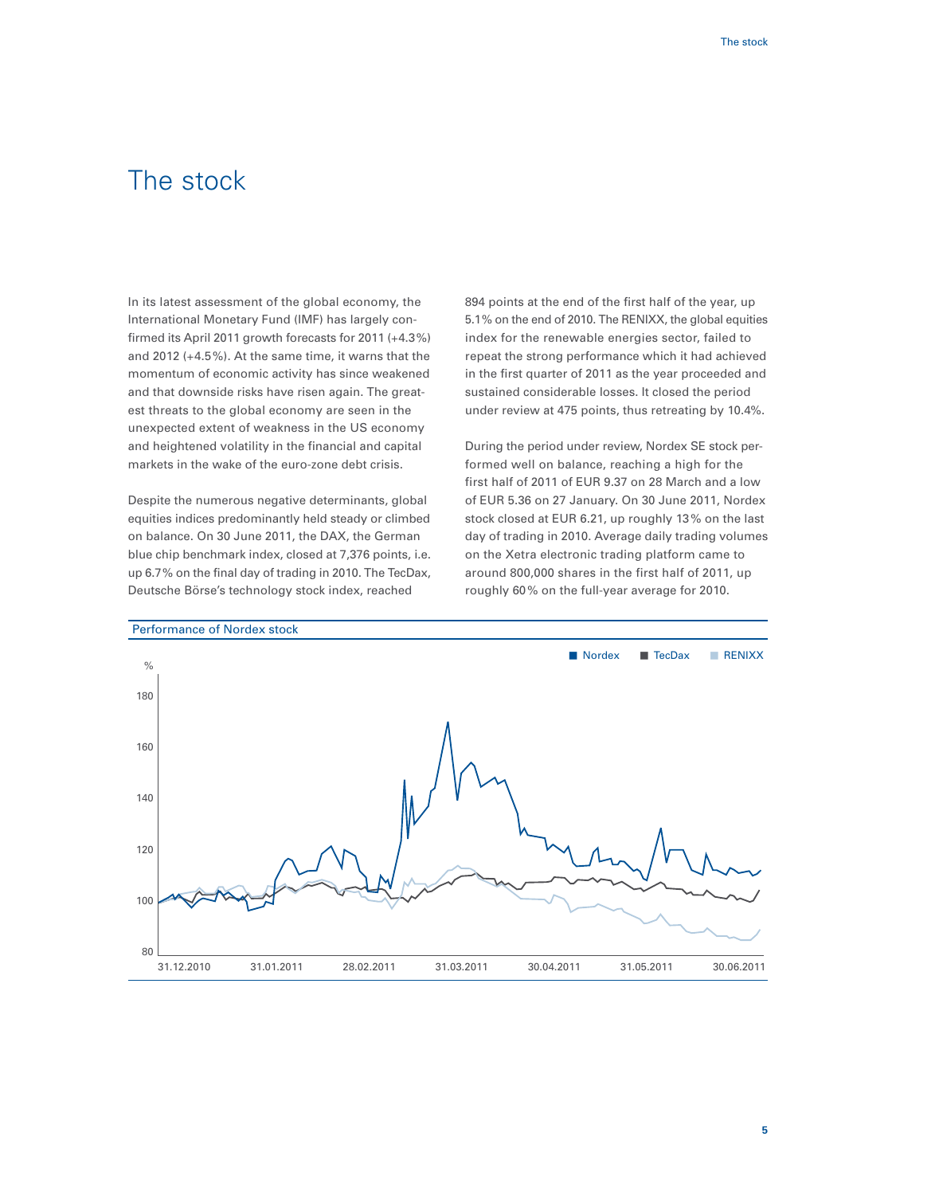# The stock

In its latest assessment of the global economy, the International Monetary Fund (IMF) has largely confirmed its April 2011 growth forecasts for 2011 (+4.3%) and 2012 (+4.5%). At the same time, it warns that the momentum of economic activity has since weakened and that downside risks have risen again. The greatest threats to the global economy are seen in the unexpected extent of weakness in the US economy and heightened volatility in the financial and capital markets in the wake of the euro-zone debt crisis.

Despite the numerous negative determinants, global equities indices predominantly held steady or climbed on balance. On 30 June 2011, the DAX, the German blue chip benchmark index, closed at 7,376 points, i.e. up 6.7% on the final day of trading in 2010. The TecDax, Deutsche Börse's technology stock index, reached 894 points at the end of the first half of the year, up 5.1% on the end of 2010. The RENIXX, the global equities index for the renewable energies sector, failed to repeat the strong performance which it had achieved in the first quarter of 2011 as the year proceeded and sustained considerable losses. It closed the period under review at 475 points, thus retreating by 10.4%.

During the period under review, Nordex SE stock performed well on balance, reaching a high for the first half of 2011 of EUR 9.37 on 28 March and a low of EUR 5.36 on 27 January. On 30 June 2011, Nordex stock closed at EUR 6.21, up roughly 13% on the last day of trading in 2010. Average daily trading volumes on the Xetra electronic trading platform came to around 800,000 shares in the first half of 2011, up roughly 60% on the full-year average for 2010.

Performance of Nordex stock

Legend: Nordex, TecDax, RENIXX

Y-axis (%): 80, 100, 120, 140, 160, 180

X-axis: 31.12.2010, 31.01.2011, 28.02.2011, 31.03.2011, 30.04.2011, 31.05.2011, 30.06.2011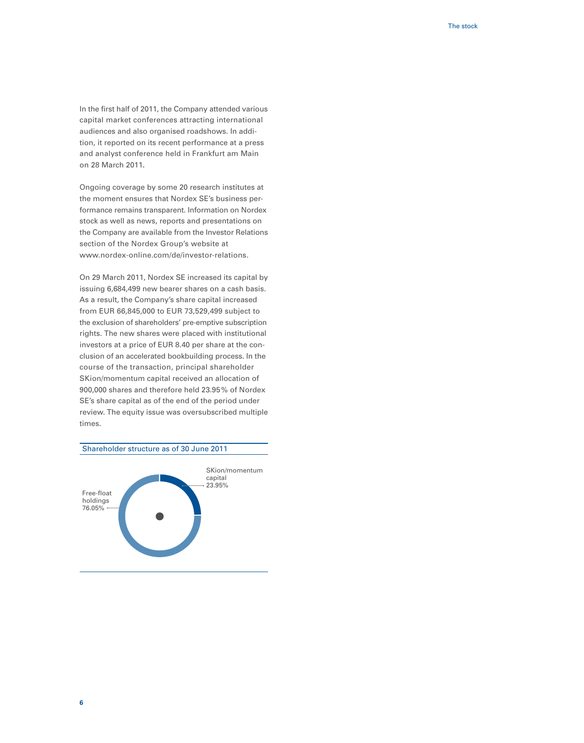In the first half of 2011, the Company attended various capital market conferences attracting international audiences and also organised roadshows. In addition, it reported on its recent performance at a press and analyst conference held in Frankfurt am Main on 28 March 2011.

Ongoing coverage by some 20 research institutes at the moment ensures that Nordex SE's business performance remains transparent. Information on Nordex stock as well as news, reports and presentations on the Company are available from the Investor Relations section of the Nordex Group's website at www.nordex-online.com/de/investor-relations.

On 29 March 2011, Nordex SE increased its capital by issuing 6,684,499 new bearer shares on a cash basis. As a result, the Company's share capital increased from EUR 66,845,000 to EUR 73,529,499 subject to the exclusion of shareholders' pre-emptive subscription rights. The new shares were placed with institutional investors at a price of EUR 8.40 per share at the conclusion of an accelerated bookbuilding process. In the course of the transaction, principal shareholder SKion/momentum capital received an allocation of 900,000 shares and therefore held 23.95% of Nordex SE's share capital as of the end of the period under review. The equity issue was oversubscribed multiple times.

Shareholder structure as of 30 June 2011

| Shareholder | Share |
|---|---|
| SKion/momentum capital | 23.95% |
| Free-float holdings | 76.05% |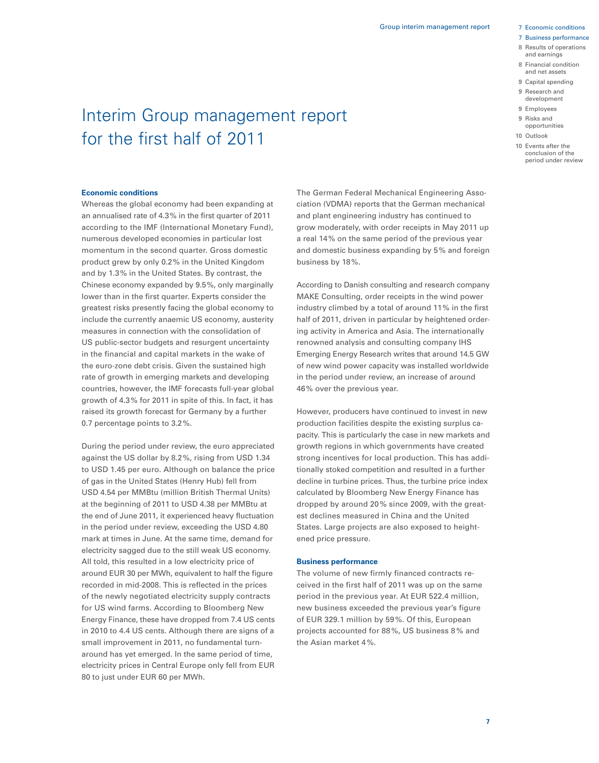# Interim Group management report for the first half of 2011

## Economic conditions

Whereas the global economy had been expanding at an annualised rate of 4.3% in the first quarter of 2011 according to the IMF (International Monetary Fund), numerous developed economies in particular lost momentum in the second quarter. Gross domestic product grew by only 0.2% in the United Kingdom and by 1.3% in the United States. By contrast, the Chinese economy expanded by 9.5%, only marginally lower than in the first quarter. Experts consider the greatest risks presently facing the global economy to include the currently anaemic US economy, austerity measures in connection with the consolidation of US public-sector budgets and resurgent uncertainty in the financial and capital markets in the wake of the euro-zone debt crisis. Given the sustained high rate of growth in emerging markets and developing countries, however, the IMF forecasts full-year global growth of 4.3% for 2011 in spite of this. In fact, it has raised its growth forecast for Germany by a further 0.7 percentage points to 3.2%.

During the period under review, the euro appreciated against the US dollar by 8.2%, rising from USD 1.34 to USD 1.45 per euro. Although on balance the price of gas in the United States (Henry Hub) fell from USD 4.54 per MMBtu (million British Thermal Units) at the beginning of 2011 to USD 4.38 per MMBtu at the end of June 2011, it experienced heavy fluctuation in the period under review, exceeding the USD 4.80 mark at times in June. At the same time, demand for electricity sagged due to the still weak US economy. All told, this resulted in a low electricity price of around EUR 30 per MWh, equivalent to half the figure recorded in mid-2008. This is reflected in the prices of the newly negotiated electricity supply contracts for US wind farms. According to Bloomberg New Energy Finance, these have dropped from 7.4 US cents in 2010 to 4.4 US cents. Although there are signs of a small improvement in 2011, no fundamental turnaround has yet emerged. In the same period of time, electricity prices in Central Europe only fell from EUR 80 to just under EUR 60 per MWh.

The German Federal Mechanical Engineering Association (VDMA) reports that the German mechanical and plant engineering industry has continued to grow moderately, with order receipts in May 2011 up a real 14% on the same period of the previous year and domestic business expanding by 5% and foreign business by 18%.

According to Danish consulting and research company MAKE Consulting, order receipts in the wind power industry climbed by a total of around 11% in the first half of 2011, driven in particular by heightened ordering activity in America and Asia. The internationally renowned analysis and consulting company IHS Emerging Energy Research writes that around 14.5 GW of new wind power capacity was installed worldwide in the period under review, an increase of around 46% over the previous year.

However, producers have continued to invest in new production facilities despite the existing surplus capacity. This is particularly the case in new markets and growth regions in which governments have created strong incentives for local production. This has additionally stoked competition and resulted in a further decline in turbine prices. Thus, the turbine price index calculated by Bloomberg New Energy Finance has dropped by around 20% since 2009, with the greatest declines measured in China and the United States. Large projects are also exposed to heightened price pressure.

## Business performance

The volume of new firmly financed contracts received in the first half of 2011 was up on the same period in the previous year. At EUR 522.4 million, new business exceeded the previous year's figure of EUR 329.1 million by 59%. Of this, European projects accounted for 88%, US business 8% and the Asian market 4%.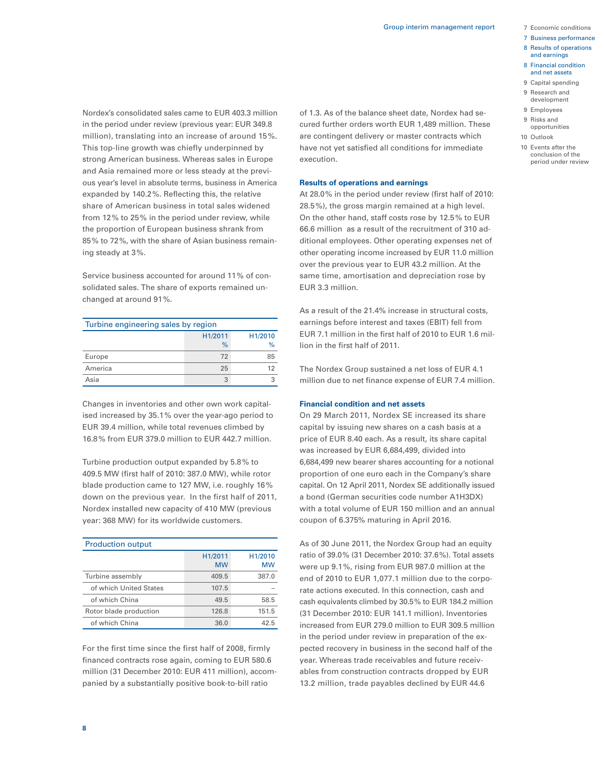Nordex's consolidated sales came to EUR 403.3 million in the period under review (previous year: EUR 349.8 million), translating into an increase of around 15%. This top-line growth was chiefly underpinned by strong American business. Whereas sales in Europe and Asia remained more or less steady at the previous year's level in absolute terms, business in America expanded by 140.2%. Reflecting this, the relative share of American business in total sales widened from 12% to 25% in the period under review, while the proportion of European business shrank from 85% to 72%, with the share of Asian business remaining steady at 3%.

Service business accounted for around 11% of consolidated sales. The share of exports remained unchanged at around 91%.

Turbine engineering sales by region

| | H1/2011 % | H1/2010 % |
|---|---|---|
| Europe | 72 | 85 |
| America | 25 | 12 |
| Asia | 3 | 3 |

Changes in inventories and other own work capitalised increased by 35.1% over the year-ago period to EUR 39.4 million, while total revenues climbed by 16.8% from EUR 379.0 million to EUR 442.7 million.

Turbine production output expanded by 5.8% to 409.5 MW (first half of 2010: 387.0 MW), while rotor blade production came to 127 MW, i.e. roughly 16% down on the previous year. In the first half of 2011, Nordex installed new capacity of 410 MW (previous year: 368 MW) for its worldwide customers.

Production output

| | H1/2011 MW | H1/2010 MW |
|---|---|---|
| Turbine assembly | 409.5 | 387.0 |
| of which United States | 107.5 | – |
| of which China | 49.5 | 58.5 |
| Rotor blade production | 126.8 | 151.5 |
| of which China | 36.0 | 42.5 |

For the first time since the first half of 2008, firmly financed contracts rose again, coming to EUR 580.6 million (31 December 2010: EUR 411 million), accompanied by a substantially positive book-to-bill ratio of 1.3. As of the balance sheet date, Nordex had secured further orders worth EUR 1,489 million. These are contingent delivery or master contracts which have not yet satisfied all conditions for immediate execution.

### Results of operations and earnings

At 28.0% in the period under review (first half of 2010: 28.5%), the gross margin remained at a high level. On the other hand, staff costs rose by 12.5% to EUR 66.6 million as a result of the recruitment of 310 additional employees. Other operating expenses net of other operating income increased by EUR 11.0 million over the previous year to EUR 43.2 million. At the same time, amortisation and depreciation rose by EUR 3.3 million.

As a result of the 21.4% increase in structural costs, earnings before interest and taxes (EBIT) fell from EUR 7.1 million in the first half of 2010 to EUR 1.6 million in the first half of 2011.

The Nordex Group sustained a net loss of EUR 4.1 million due to net finance expense of EUR 7.4 million.

### Financial condition and net assets

On 29 March 2011, Nordex SE increased its share capital by issuing new shares on a cash basis at a price of EUR 8.40 each. As a result, its share capital was increased by EUR 6,684,499, divided into 6,684,499 new bearer shares accounting for a notional proportion of one euro each in the Company's share capital. On 12 April 2011, Nordex SE additionally issued a bond (German securities code number A1H3DX) with a total volume of EUR 150 million and an annual coupon of 6.375% maturing in April 2016.

As of 30 June 2011, the Nordex Group had an equity ratio of 39.0% (31 December 2010: 37.6%). Total assets were up 9.1%, rising from EUR 987.0 million at the end of 2010 to EUR 1,077.1 million due to the corporate actions executed. In this connection, cash and cash equivalents climbed by 30.5% to EUR 184.2 million (31 December 2010: EUR 141.1 million). Inventories increased from EUR 279.0 million to EUR 309.5 million in the period under review in preparation of the expected recovery in business in the second half of the year. Whereas trade receivables and future receivables from construction contracts dropped by EUR 13.2 million, trade payables declined by EUR 44.6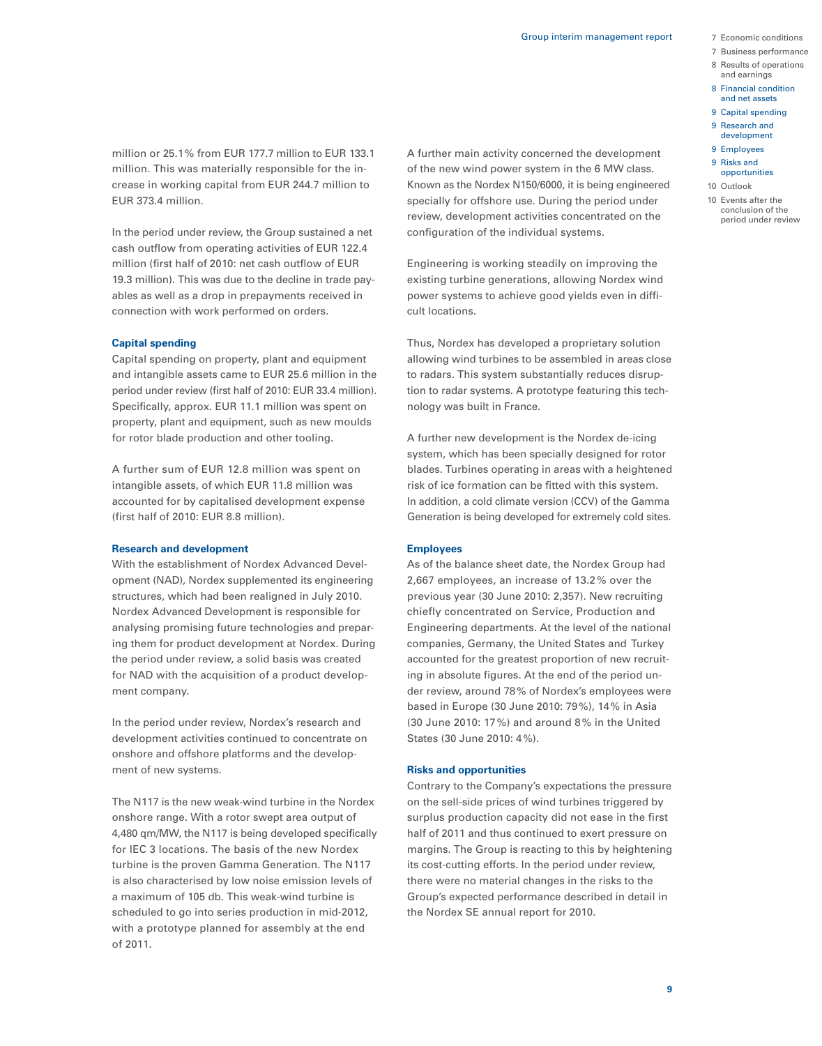million or 25.1% from EUR 177.7 million to EUR 133.1 million. This was materially responsible for the increase in working capital from EUR 244.7 million to EUR 373.4 million.

In the period under review, the Group sustained a net cash outflow from operating activities of EUR 122.4 million (first half of 2010: net cash outflow of EUR 19.3 million). This was due to the decline in trade payables as well as a drop in prepayments received in connection with work performed on orders.

### Capital spending

Capital spending on property, plant and equipment and intangible assets came to EUR 25.6 million in the period under review (first half of 2010: EUR 33.4 million). Specifically, approx. EUR 11.1 million was spent on property, plant and equipment, such as new moulds for rotor blade production and other tooling.

A further sum of EUR 12.8 million was spent on intangible assets, of which EUR 11.8 million was accounted for by capitalised development expense (first half of 2010: EUR 8.8 million).

### Research and development

With the establishment of Nordex Advanced Development (NAD), Nordex supplemented its engineering structures, which had been realigned in July 2010. Nordex Advanced Development is responsible for analysing promising future technologies and preparing them for product development at Nordex. During the period under review, a solid basis was created for NAD with the acquisition of a product development company.

In the period under review, Nordex's research and development activities continued to concentrate on onshore and offshore platforms and the development of new systems.

The N117 is the new weak-wind turbine in the Nordex onshore range. With a rotor swept area output of 4,480 qm/MW, the N117 is being developed specifically for IEC 3 locations. The basis of the new Nordex turbine is the proven Gamma Generation. The N117 is also characterised by low noise emission levels of a maximum of 105 db. This weak-wind turbine is scheduled to go into series production in mid-2012, with a prototype planned for assembly at the end of 2011.

A further main activity concerned the development of the new wind power system in the 6 MW class. Known as the Nordex N150/6000, it is being engineered specially for offshore use. During the period under review, development activities concentrated on the configuration of the individual systems.

Engineering is working steadily on improving the existing turbine generations, allowing Nordex wind power systems to achieve good yields even in difficult locations.

Thus, Nordex has developed a proprietary solution allowing wind turbines to be assembled in areas close to radars. This system substantially reduces disruption to radar systems. A prototype featuring this technology was built in France.

A further new development is the Nordex de-icing system, which has been specially designed for rotor blades. Turbines operating in areas with a heightened risk of ice formation can be fitted with this system. In addition, a cold climate version (CCV) of the Gamma Generation is being developed for extremely cold sites.

### Employees

As of the balance sheet date, the Nordex Group had 2,667 employees, an increase of 13.2% over the previous year (30 June 2010: 2,357). New recruiting chiefly concentrated on Service, Production and Engineering departments. At the level of the national companies, Germany, the United States and Turkey accounted for the greatest proportion of new recruiting in absolute figures. At the end of the period under review, around 78% of Nordex's employees were based in Europe (30 June 2010: 79%), 14% in Asia (30 June 2010: 17%) and around 8% in the United States (30 June 2010: 4%).

### Risks and opportunities

Contrary to the Company's expectations the pressure on the sell-side prices of wind turbines triggered by surplus production capacity did not ease in the first half of 2011 and thus continued to exert pressure on margins. The Group is reacting to this by heightening its cost-cutting efforts. In the period under review, there were no material changes in the risks to the Group's expected performance described in detail in the Nordex SE annual report for 2010.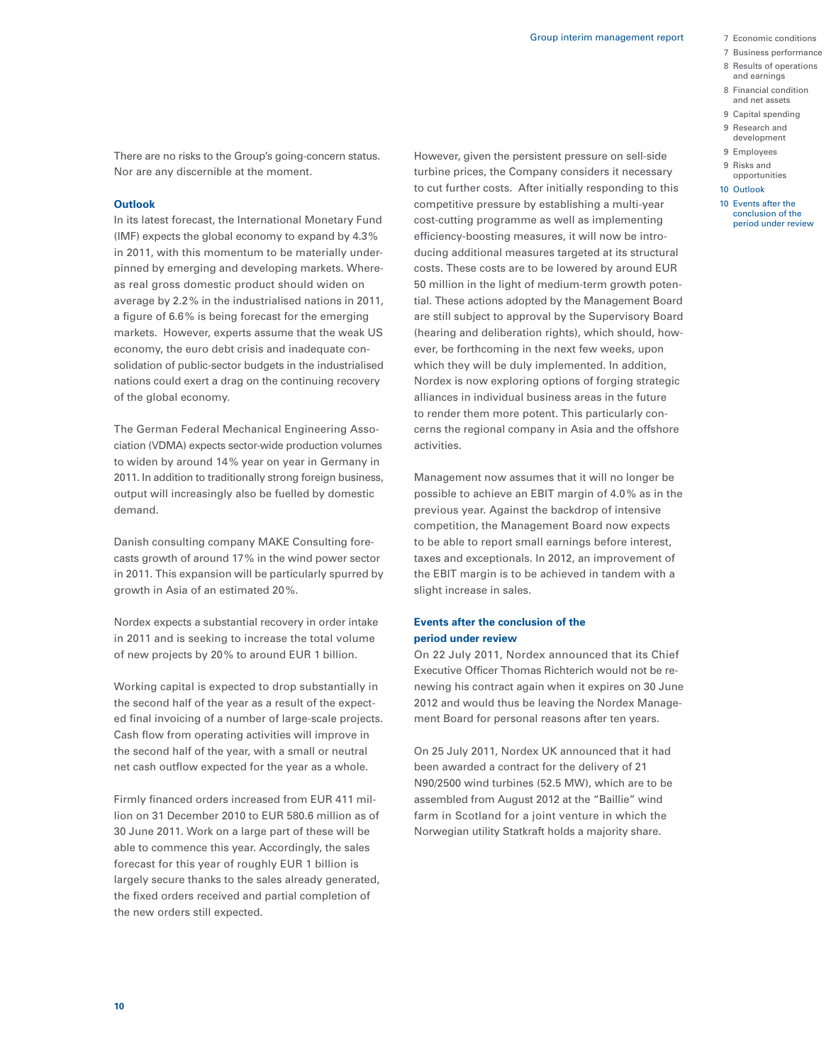There are no risks to the Group's going-concern status. Nor are any discernible at the moment.

### Outlook

In its latest forecast, the International Monetary Fund (IMF) expects the global economy to expand by 4.3% in 2011, with this momentum to be materially underpinned by emerging and developing markets. Whereas real gross domestic product should widen on average by 2.2% in the industrialised nations in 2011, a figure of 6.6% is being forecast for the emerging markets. However, experts assume that the weak US economy, the euro debt crisis and inadequate consolidation of public-sector budgets in the industrialised nations could exert a drag on the continuing recovery of the global economy.

The German Federal Mechanical Engineering Association (VDMA) expects sector-wide production volumes to widen by around 14% year on year in Germany in 2011. In addition to traditionally strong foreign business, output will increasingly also be fuelled by domestic demand.

Danish consulting company MAKE Consulting forecasts growth of around 17% in the wind power sector in 2011. This expansion will be particularly spurred by growth in Asia of an estimated 20%.

Nordex expects a substantial recovery in order intake in 2011 and is seeking to increase the total volume of new projects by 20% to around EUR 1 billion.

Working capital is expected to drop substantially in the second half of the year as a result of the expected final invoicing of a number of large-scale projects. Cash flow from operating activities will improve in the second half of the year, with a small or neutral net cash outflow expected for the year as a whole.

Firmly financed orders increased from EUR 411 million on 31 December 2010 to EUR 580.6 million as of 30 June 2011. Work on a large part of these will be able to commence this year. Accordingly, the sales forecast for this year of roughly EUR 1 billion is largely secure thanks to the sales already generated, the fixed orders received and partial completion of the new orders still expected.

However, given the persistent pressure on sell-side turbine prices, the Company considers it necessary to cut further costs. After initially responding to this competitive pressure by establishing a multi-year cost-cutting programme as well as implementing efficiency-boosting measures, it will now be introducing additional measures targeted at its structural costs. These costs are to be lowered by around EUR 50 million in the light of medium-term growth potential. These actions adopted by the Management Board are still subject to approval by the Supervisory Board (hearing and deliberation rights), which should, however, be forthcoming in the next few weeks, upon which they will be duly implemented. In addition, Nordex is now exploring options of forging strategic alliances in individual business areas in the future to render them more potent. This particularly concerns the regional company in Asia and the offshore activities.

Management now assumes that it will no longer be possible to achieve an EBIT margin of 4.0% as in the previous year. Against the backdrop of intensive competition, the Management Board now expects to be able to report small earnings before interest, taxes and exceptionals. In 2012, an improvement of the EBIT margin is to be achieved in tandem with a slight increase in sales.

### Events after the conclusion of the period under review

On 22 July 2011, Nordex announced that its Chief Executive Officer Thomas Richterich would not be renewing his contract again when it expires on 30 June 2012 and would thus be leaving the Nordex Management Board for personal reasons after ten years.

On 25 July 2011, Nordex UK announced that it had been awarded a contract for the delivery of 21 N90/2500 wind turbines (52.5 MW), which are to be assembled from August 2012 at the "Baillie" wind farm in Scotland for a joint venture in which the Norwegian utility Statkraft holds a majority share.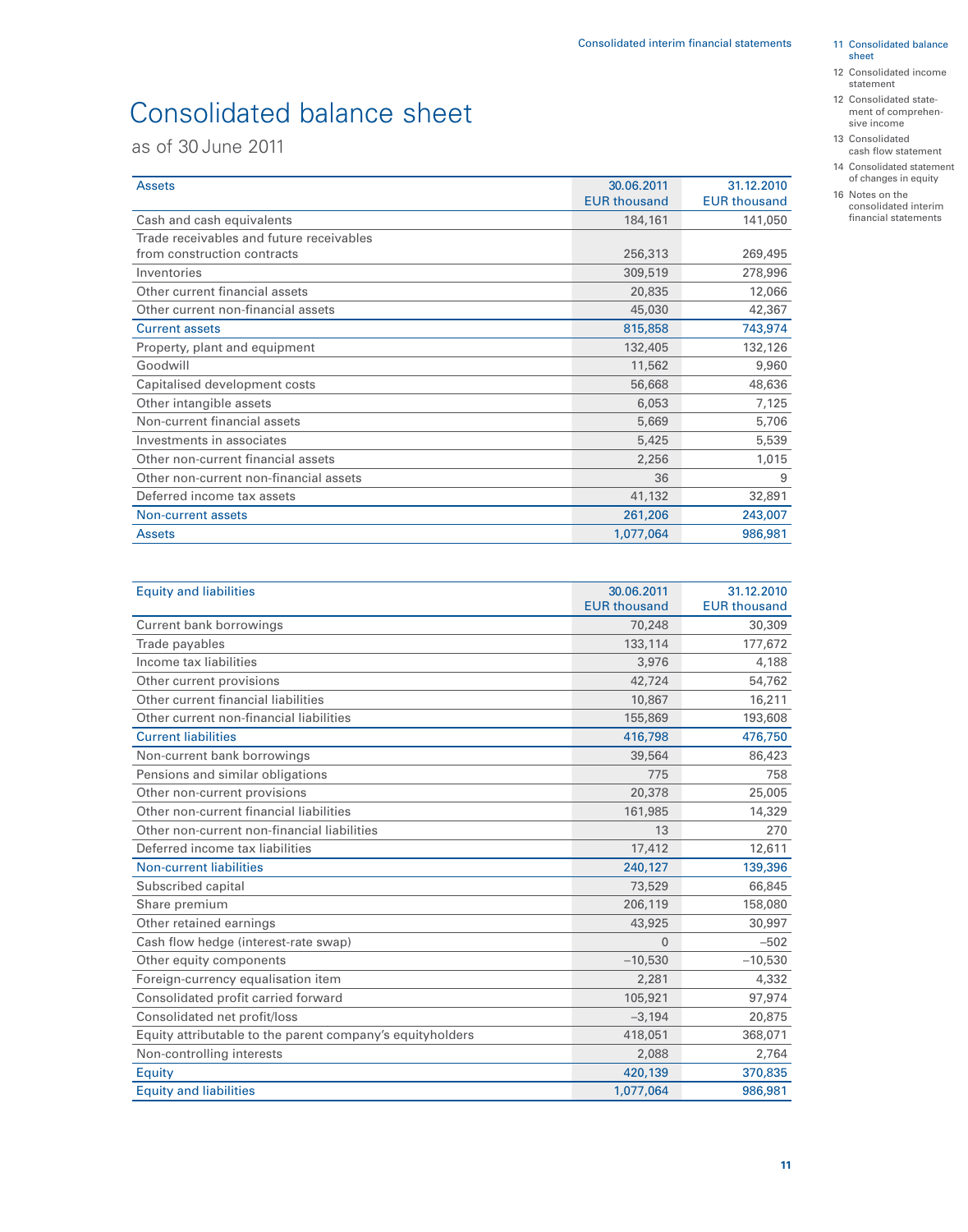# Consolidated balance sheet

as of 30 June 2011

| Assets | 30.06.2011 EUR thousand | 31.12.2010 EUR thousand |
|---|---|---|
| Cash and cash equivalents | 184,161 | 141,050 |
| Trade receivables and future receivables from construction contracts | 256,313 | 269,495 |
| Inventories | 309,519 | 278,996 |
| Other current financial assets | 20,835 | 12,066 |
| Other current non-financial assets | 45,030 | 42,367 |
| Current assets | 815,858 | 743,974 |
| Property, plant and equipment | 132,405 | 132,126 |
| Goodwill | 11,562 | 9,960 |
| Capitalised development costs | 56,668 | 48,636 |
| Other intangible assets | 6,053 | 7,125 |
| Non-current financial assets | 5,669 | 5,706 |
| Investments in associates | 5,425 | 5,539 |
| Other non-current financial assets | 2,256 | 1,015 |
| Other non-current non-financial assets | 36 | 9 |
| Deferred income tax assets | 41,132 | 32,891 |
| Non-current assets | 261,206 | 243,007 |
| Assets | 1,077,064 | 986,981 |

| Equity and liabilities | 30.06.2011 EUR thousand | 31.12.2010 EUR thousand |
|---|---|---|
| Current bank borrowings | 70,248 | 30,309 |
| Trade payables | 133,114 | 177,672 |
| Income tax liabilities | 3,976 | 4,188 |
| Other current provisions | 42,724 | 54,762 |
| Other current financial liabilities | 10,867 | 16,211 |
| Other current non-financial liabilities | 155,869 | 193,608 |
| Current liabilities | 416,798 | 476,750 |
| Non-current bank borrowings | 39,564 | 86,423 |
| Pensions and similar obligations | 775 | 758 |
| Other non-current provisions | 20,378 | 25,005 |
| Other non-current financial liabilities | 161,985 | 14,329 |
| Other non-current non-financial liabilities | 13 | 270 |
| Deferred income tax liabilities | 17,412 | 12,611 |
| Non-current liabilities | 240,127 | 139,396 |
| Subscribed capital | 73,529 | 66,845 |
| Share premium | 206,119 | 158,080 |
| Other retained earnings | 43,925 | 30,997 |
| Cash flow hedge (interest-rate swap) | 0 | –502 |
| Other equity components | –10,530 | –10,530 |
| Foreign-currency equalisation item | 2,281 | 4,332 |
| Consolidated profit carried forward | 105,921 | 97,974 |
| Consolidated net profit/loss | –3,194 | 20,875 |
| Equity attributable to the parent company's equityholders | 418,051 | 368,071 |
| Non-controlling interests | 2,088 | 2,764 |
| Equity | 420,139 | 370,835 |
| Equity and liabilities | 1,077,064 | 986,981 |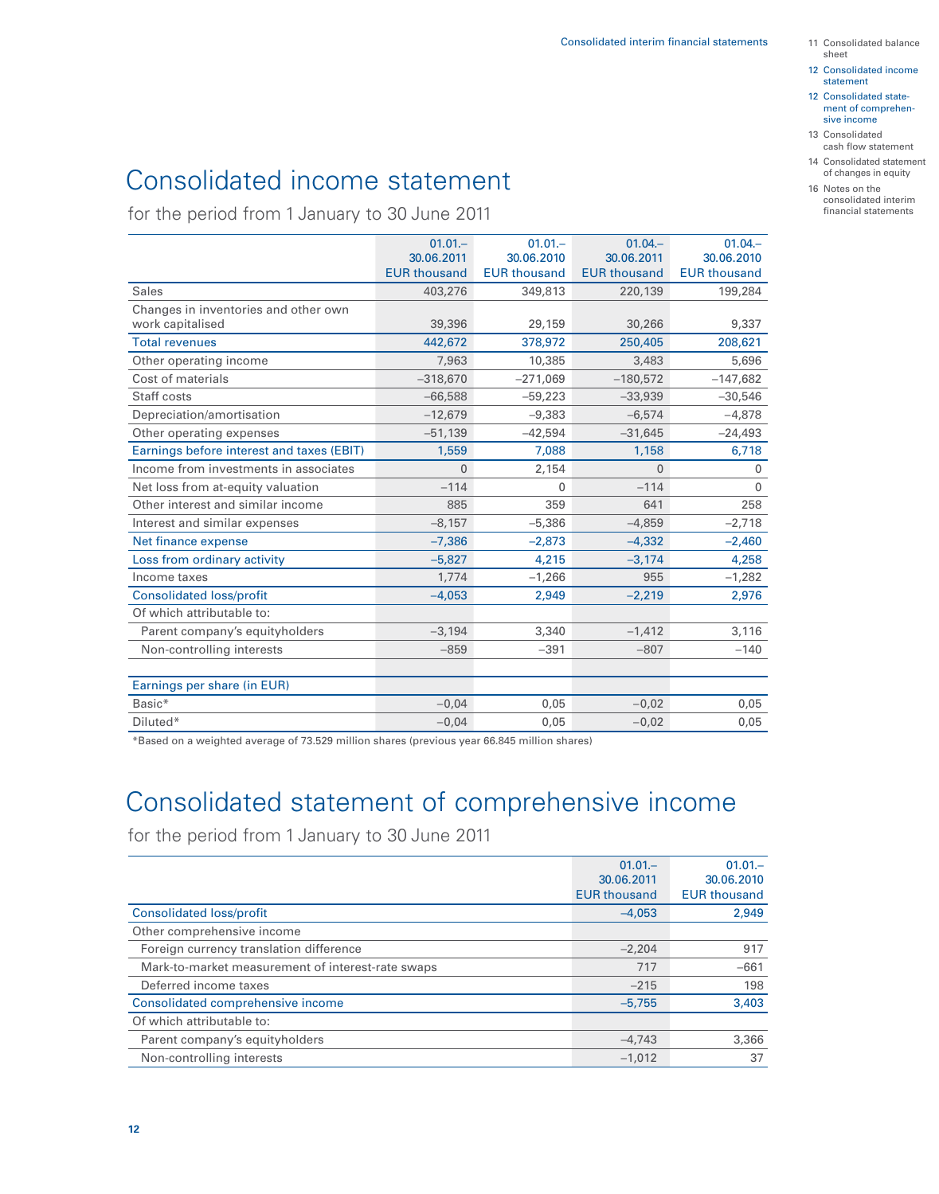# Consolidated income statement

for the period from 1 January to 30 June 2011

| | 01.01.–30.06.2011 EUR thousand | 01.01.–30.06.2010 EUR thousand | 01.04.–30.06.2011 EUR thousand | 01.04.–30.06.2010 EUR thousand |
|---|---|---|---|---|
| Sales | 403,276 | 349,813 | 220,139 | 199,284 |
| Changes in inventories and other own work capitalised | 39,396 | 29,159 | 30,266 | 9,337 |
| Total revenues | 442,672 | 378,972 | 250,405 | 208,621 |
| Other operating income | 7,963 | 10,385 | 3,483 | 5,696 |
| Cost of materials | –318,670 | –271,069 | –180,572 | –147,682 |
| Staff costs | –66,588 | –59,223 | –33,939 | –30,546 |
| Depreciation/amortisation | –12,679 | –9,383 | –6,574 | –4,878 |
| Other operating expenses | –51,139 | –42,594 | –31,645 | –24,493 |
| Earnings before interest and taxes (EBIT) | 1,559 | 7,088 | 1,158 | 6,718 |
| Income from investments in associates | 0 | 2,154 | 0 | 0 |
| Net loss from at-equity valuation | –114 | 0 | –114 | 0 |
| Other interest and similar income | 885 | 359 | 641 | 258 |
| Interest and similar expenses | –8,157 | –5,386 | –4,859 | –2,718 |
| Net finance expense | –7,386 | –2,873 | –4,332 | –2,460 |
| Loss from ordinary activity | –5,827 | 4,215 | –3,174 | 4,258 |
| Income taxes | 1,774 | –1,266 | 955 | –1,282 |
| Consolidated loss/profit | –4,053 | 2,949 | –2,219 | 2,976 |
| Of which attributable to: | | | | |
| Parent company's equityholders | –3,194 | 3,340 | –1,412 | 3,116 |
| Non-controlling interests | –859 | –391 | –807 | –140 |
| | | | | |
| Earnings per share (in EUR) | | | | |
| Basic* | –0,04 | 0,05 | –0,02 | 0,05 |
| Diluted* | –0,04 | 0,05 | –0,02 | 0,05 |

*Based on a weighted average of 73.529 million shares (previous year 66.845 million shares)

# Consolidated statement of comprehensive income

for the period from 1 January to 30 June 2011

| | 01.01.–30.06.2011 EUR thousand | 01.01.–30.06.2010 EUR thousand |
|---|---|---|
| Consolidated loss/profit | –4,053 | 2,949 |
| Other comprehensive income | | |
| Foreign currency translation difference | –2,204 | 917 |
| Mark-to-market measurement of interest-rate swaps | 717 | –661 |
| Deferred income taxes | –215 | 198 |
| Consolidated comprehensive income | –5,755 | 3,403 |
| Of which attributable to: | | |
| Parent company's equityholders | –4,743 | 3,366 |
| Non-controlling interests | –1,012 | 37 |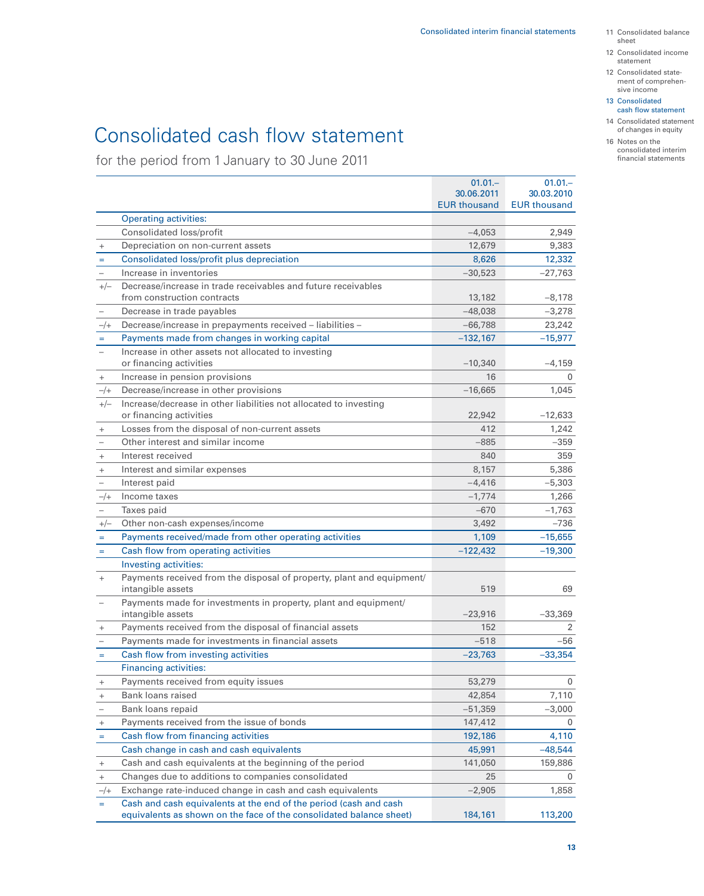# Consolidated cash flow statement

for the period from 1 January to 30 June 2011

| | | 01.01.–30.06.2011 EUR thousand | 01.01.–30.03.2010 EUR thousand |
|---|---|---|---|
| | Operating activities: | | |
| | Consolidated loss/profit | –4,053 | 2,949 |
| + | Depreciation on non-current assets | 12,679 | 9,383 |
| = | Consolidated loss/profit plus depreciation | 8,626 | 12,332 |
| – | Increase in inventories | –30,523 | –27,763 |
| +/– | Decrease/increase in trade receivables and future receivables from construction contracts | 13,182 | –8,178 |
| – | Decrease in trade payables | –48,038 | –3,278 |
| –/+ | Decrease/increase in prepayments received – liabilities – | –66,788 | 23,242 |
| = | Payments made from changes in working capital | –132,167 | –15,977 |
| – | Increase in other assets not allocated to investing or financing activities | –10,340 | –4,159 |
| + | Increase in pension provisions | 16 | 0 |
| –/+ | Decrease/increase in other provisions | –16,665 | 1,045 |
| +/– | Increase/decrease in other liabilities not allocated to investing or financing activities | 22,942 | –12,633 |
| + | Losses from the disposal of non-current assets | 412 | 1,242 |
| – | Other interest and similar income | –885 | –359 |
| + | Interest received | 840 | 359 |
| + | Interest and similar expenses | 8,157 | 5,386 |
| – | Interest paid | –4,416 | –5,303 |
| –/+ | Income taxes | –1,774 | 1,266 |
| – | Taxes paid | –670 | –1,763 |
| +/– | Other non-cash expenses/income | 3,492 | –736 |
| = | Payments received/made from other operating activities | 1,109 | –15,655 |
| = | Cash flow from operating activities | –122,432 | –19,300 |
| | Investing activities: | | |
| + | Payments received from the disposal of property, plant and equipment/ intangible assets | 519 | 69 |
| – | Payments made for investments in property, plant and equipment/ intangible assets | –23,916 | –33,369 |
| + | Payments received from the disposal of financial assets | 152 | 2 |
| – | Payments made for investments in financial assets | –518 | –56 |
| = | Cash flow from investing activities | –23,763 | –33,354 |
| | Financing activities: | | |
| + | Payments received from equity issues | 53,279 | 0 |
| + | Bank loans raised | 42,854 | 7,110 |
| – | Bank loans repaid | –51,359 | –3,000 |
| + | Payments received from the issue of bonds | 147,412 | 0 |
| = | Cash flow from financing activities | 192,186 | 4,110 |
| | Cash change in cash and cash equivalents | 45,991 | –48,544 |
| + | Cash and cash equivalents at the beginning of the period | 141,050 | 159,886 |
| + | Changes due to additions to companies consolidated | 25 | 0 |
| –/+ | Exchange rate-induced change in cash and cash equivalents | –2,905 | 1,858 |
| = | Cash and cash equivalents at the end of the period (cash and cash equivalents as shown on the face of the consolidated balance sheet) | 184,161 | 113,200 |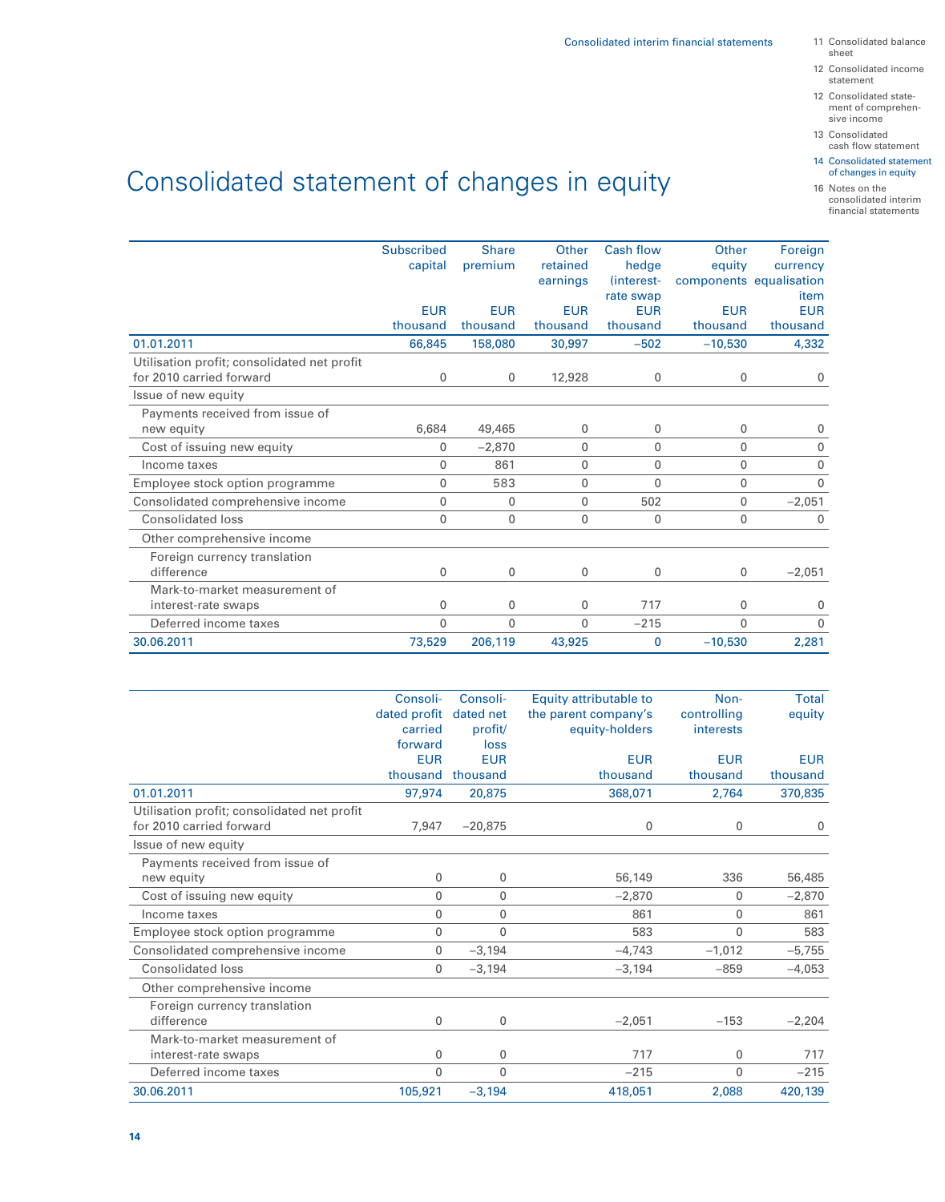# Consolidated statement of changes in equity

| | Subscribed capital EUR thousand | Share premium EUR thousand | Other retained earnings EUR thousand | Cash flow hedge (interest-rate swap EUR thousand | Other equity components EUR thousand | Foreign currency equalisation item EUR thousand |
|---|---|---|---|---|---|---|
| **01.01.2011** | **66,845** | **158,080** | **30,997** | **–502** | **–10,530** | **4,332** |
| Utilisation profit; consolidated net profit for 2010 carried forward | 0 | 0 | 12,928 | 0 | 0 | 0 |
| Issue of new equity | | | | | | |
| Payments received from issue of new equity | 6,684 | 49,465 | 0 | 0 | 0 | 0 |
| Cost of issuing new equity | 0 | –2,870 | 0 | 0 | 0 | 0 |
| Income taxes | 0 | 861 | 0 | 0 | 0 | 0 |
| Employee stock option programme | 0 | 583 | 0 | 0 | 0 | 0 |
| Consolidated comprehensive income | 0 | 0 | 0 | 502 | 0 | –2,051 |
| Consolidated loss | 0 | 0 | 0 | 0 | 0 | 0 |
| Other comprehensive income | | | | | | |
| Foreign currency translation difference | 0 | 0 | 0 | 0 | 0 | –2,051 |
| Mark-to-market measurement of interest-rate swaps | 0 | 0 | 0 | 717 | 0 | 0 |
| Deferred income taxes | 0 | 0 | 0 | –215 | 0 | 0 |
| **30.06.2011** | **73,529** | **206,119** | **43,925** | **0** | **–10,530** | **2,281** |

| | Consolidated profit carried forward EUR thousand | Consolidated net profit/ loss EUR thousand | Equity attributable to the parent company's equity-holders EUR thousand | Non-controlling interests EUR thousand | Total equity EUR thousand |
|---|---|---|---|---|---|
| **01.01.2011** | **97,974** | **20,875** | **368,071** | **2,764** | **370,835** |
| Utilisation profit; consolidated net profit for 2010 carried forward | 7,947 | –20,875 | 0 | 0 | 0 |
| Issue of new equity | | | | | |
| Payments received from issue of new equity | 0 | 0 | 56,149 | 336 | 56,485 |
| Cost of issuing new equity | 0 | 0 | –2,870 | 0 | –2,870 |
| Income taxes | 0 | 0 | 861 | 0 | 861 |
| Employee stock option programme | 0 | 0 | 583 | 0 | 583 |
| Consolidated comprehensive income | 0 | –3,194 | –4,743 | –1,012 | –5,755 |
| Consolidated loss | 0 | –3,194 | –3,194 | –859 | –4,053 |
| Other comprehensive income | | | | | |
| Foreign currency translation difference | 0 | 0 | –2,051 | –153 | –2,204 |
| Mark-to-market measurement of interest-rate swaps | 0 | 0 | 717 | 0 | 717 |
| Deferred income taxes | 0 | 0 | –215 | 0 | –215 |
| **30.06.2011** | **105,921** | **–3,194** | **418,051** | **2,088** | **420,139** |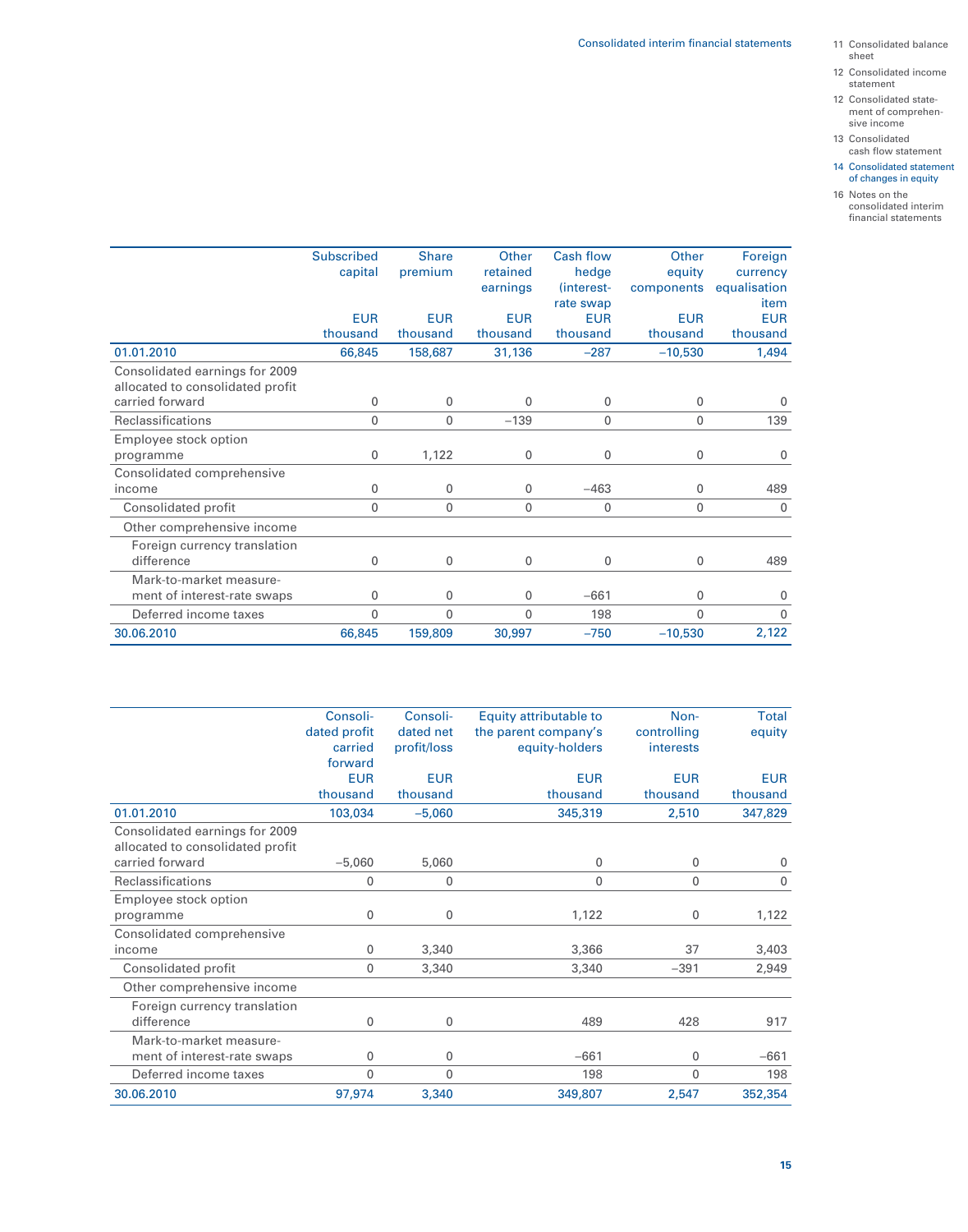| | Subscribed capital EUR thousand | Share premium EUR thousand | Other retained earnings EUR thousand | Cash flow hedge (interest-rate swap EUR thousand | Other equity components EUR thousand | Foreign currency equalisation item EUR thousand |
|---|---|---|---|---|---|---|
| 01.01.2010 | 66,845 | 158,687 | 31,136 | –287 | –10,530 | 1,494 |
| Consolidated earnings for 2009 allocated to consolidated profit carried forward | 0 | 0 | 0 | 0 | 0 | 0 |
| Reclassifications | 0 | 0 | –139 | 0 | 0 | 139 |
| Employee stock option programme | 0 | 1,122 | 0 | 0 | 0 | 0 |
| Consolidated comprehensive income | 0 | 0 | 0 | –463 | 0 | 489 |
| Consolidated profit | 0 | 0 | 0 | 0 | 0 | 0 |
| Other comprehensive income | | | | | | |
| Foreign currency translation difference | 0 | 0 | 0 | 0 | 0 | 489 |
| Mark-to-market measurement of interest-rate swaps | 0 | 0 | 0 | –661 | 0 | 0 |
| Deferred income taxes | 0 | 0 | 0 | 198 | 0 | 0 |
| 30.06.2010 | 66,845 | 159,809 | 30,997 | –750 | –10,530 | 2,122 |

| | Consolidated profit carried forward EUR thousand | Consolidated net profit/loss EUR thousand | Equity attributable to the parent company's equity-holders EUR thousand | Non-controlling interests EUR thousand | Total equity EUR thousand |
|---|---|---|---|---|---|
| 01.01.2010 | 103,034 | –5,060 | 345,319 | 2,510 | 347,829 |
| Consolidated earnings for 2009 allocated to consolidated profit carried forward | –5,060 | 5,060 | 0 | 0 | 0 |
| Reclassifications | 0 | 0 | 0 | 0 | 0 |
| Employee stock option programme | 0 | 0 | 1,122 | 0 | 1,122 |
| Consolidated comprehensive income | 0 | 3,340 | 3,366 | 37 | 3,403 |
| Consolidated profit | 0 | 3,340 | 3,340 | –391 | 2,949 |
| Other comprehensive income | | | | | |
| Foreign currency translation difference | 0 | 0 | 489 | 428 | 917 |
| Mark-to-market measurement of interest-rate swaps | 0 | 0 | –661 | 0 | –661 |
| Deferred income taxes | 0 | 0 | 198 | 0 | 198 |
| 30.06.2010 | 97,974 | 3,340 | 349,807 | 2,547 | 352,354 |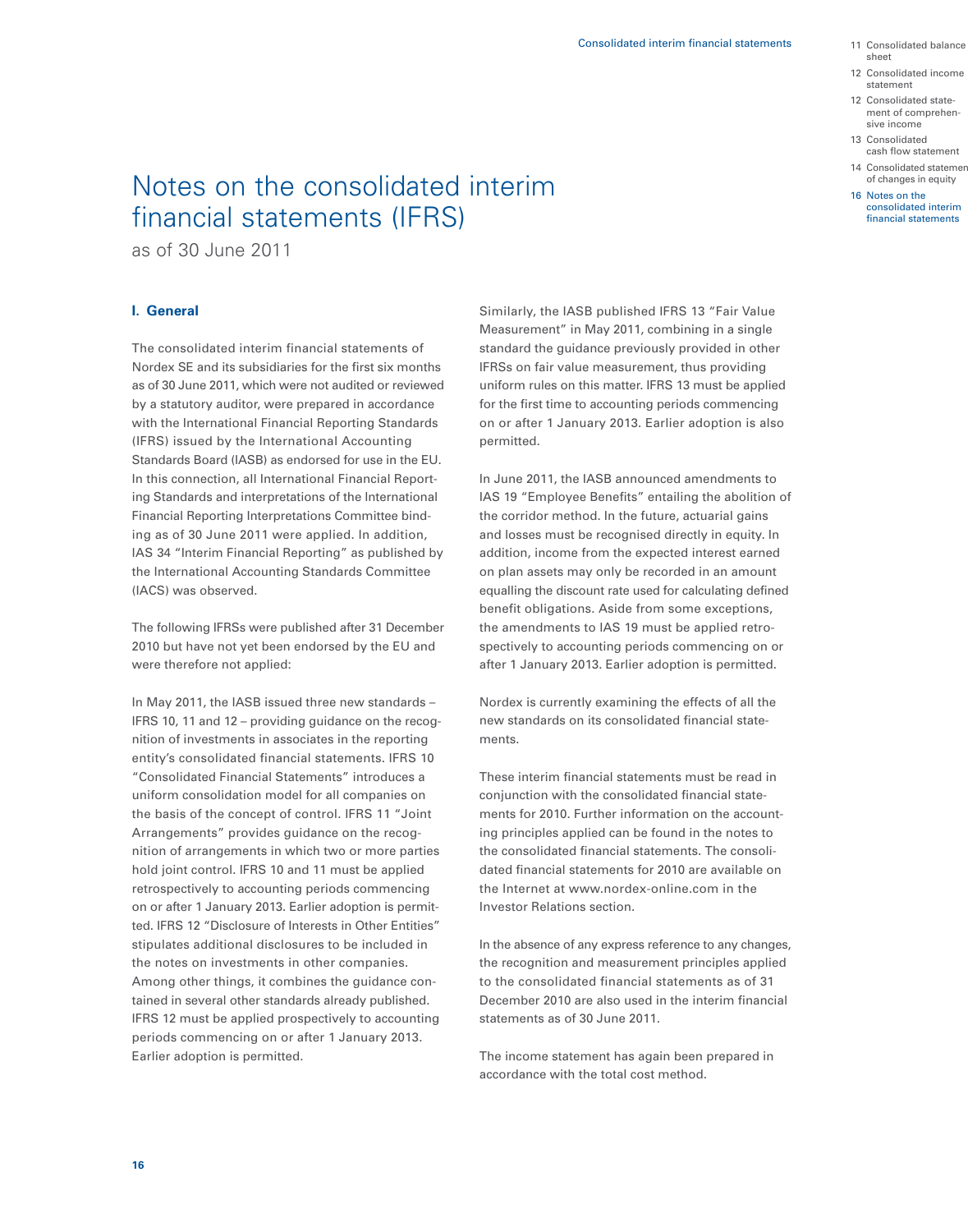# Notes on the consolidated interim financial statements (IFRS)

as of 30 June 2011

## I. General

The consolidated interim financial statements of Nordex SE and its subsidiaries for the first six months as of 30 June 2011, which were not audited or reviewed by a statutory auditor, were prepared in accordance with the International Financial Reporting Standards (IFRS) issued by the International Accounting Standards Board (IASB) as endorsed for use in the EU. In this connection, all International Financial Reporting Standards and interpretations of the International Financial Reporting Interpretations Committee binding as of 30 June 2011 were applied. In addition, IAS 34 "Interim Financial Reporting" as published by the International Accounting Standards Committee (IACS) was observed.

The following IFRSs were published after 31 December 2010 but have not yet been endorsed by the EU and were therefore not applied:

In May 2011, the IASB issued three new standards – IFRS 10, 11 and 12 – providing guidance on the recognition of investments in associates in the reporting entity's consolidated financial statements. IFRS 10 "Consolidated Financial Statements" introduces a uniform consolidation model for all companies on the basis of the concept of control. IFRS 11 "Joint Arrangements" provides guidance on the recognition of arrangements in which two or more parties hold joint control. IFRS 10 and 11 must be applied retrospectively to accounting periods commencing on or after 1 January 2013. Earlier adoption is permitted. IFRS 12 "Disclosure of Interests in Other Entities" stipulates additional disclosures to be included in the notes on investments in other companies. Among other things, it combines the guidance contained in several other standards already published. IFRS 12 must be applied prospectively to accounting periods commencing on or after 1 January 2013. Earlier adoption is permitted.

Similarly, the IASB published IFRS 13 "Fair Value Measurement" in May 2011, combining in a single standard the guidance previously provided in other IFRSs on fair value measurement, thus providing uniform rules on this matter. IFRS 13 must be applied for the first time to accounting periods commencing on or after 1 January 2013. Earlier adoption is also permitted.

In June 2011, the IASB announced amendments to IAS 19 "Employee Benefits" entailing the abolition of the corridor method. In the future, actuarial gains and losses must be recognised directly in equity. In addition, income from the expected interest earned on plan assets may only be recorded in an amount equalling the discount rate used for calculating defined benefit obligations. Aside from some exceptions, the amendments to IAS 19 must be applied retrospectively to accounting periods commencing on or after 1 January 2013. Earlier adoption is permitted.

Nordex is currently examining the effects of all the new standards on its consolidated financial statements.

These interim financial statements must be read in conjunction with the consolidated financial statements for 2010. Further information on the accounting principles applied can be found in the notes to the consolidated financial statements. The consolidated financial statements for 2010 are available on the Internet at www.nordex-online.com in the Investor Relations section.

In the absence of any express reference to any changes, the recognition and measurement principles applied to the consolidated financial statements as of 31 December 2010 are also used in the interim financial statements as of 30 June 2011.

The income statement has again been prepared in accordance with the total cost method.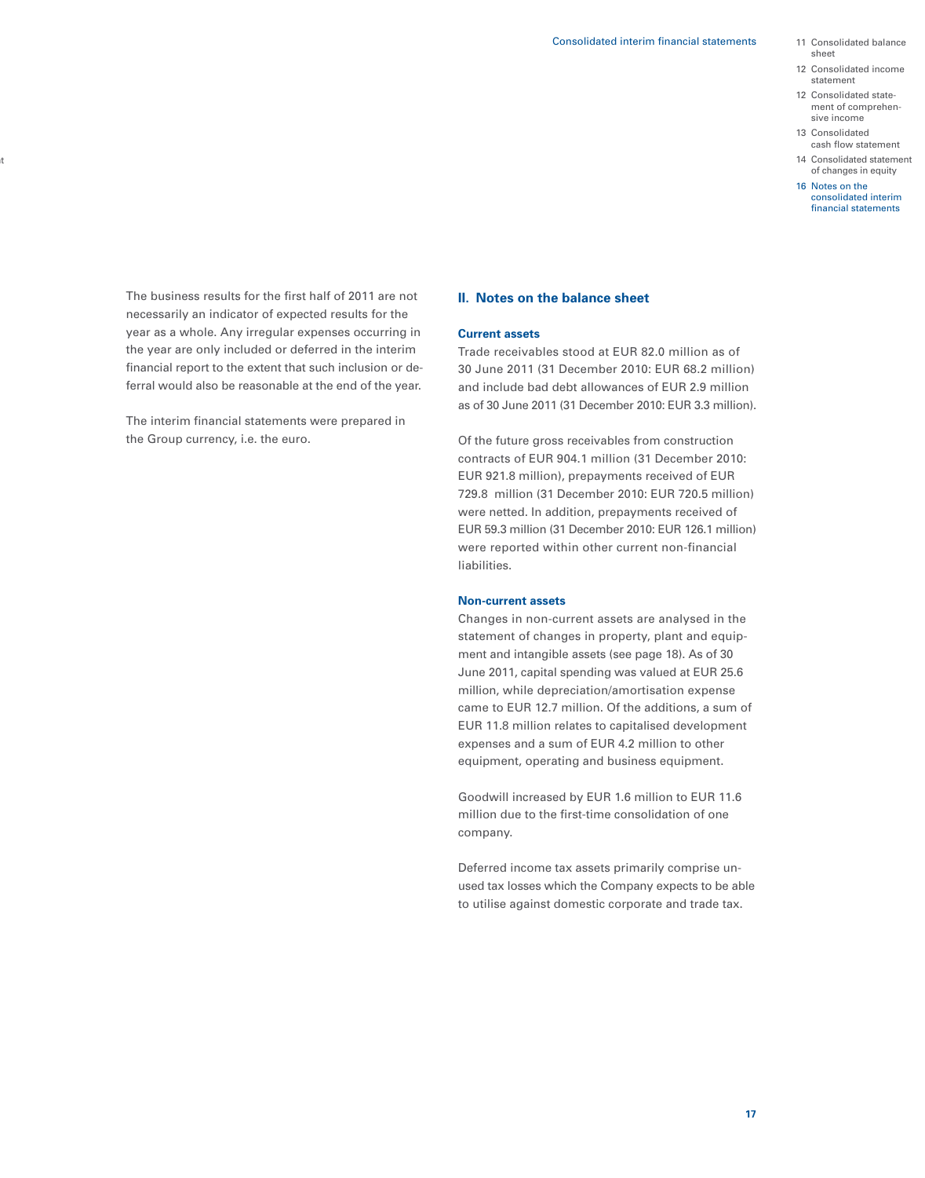The business results for the first half of 2011 are not necessarily an indicator of expected results for the year as a whole. Any irregular expenses occurring in the year are only included or deferred in the interim financial report to the extent that such inclusion or deferral would also be reasonable at the end of the year.

The interim financial statements were prepared in the Group currency, i.e. the euro.

## II. Notes on the balance sheet

### Current assets

Trade receivables stood at EUR 82.0 million as of 30 June 2011 (31 December 2010: EUR 68.2 million) and include bad debt allowances of EUR 2.9 million as of 30 June 2011 (31 December 2010: EUR 3.3 million).

Of the future gross receivables from construction contracts of EUR 904.1 million (31 December 2010: EUR 921.8 million), prepayments received of EUR 729.8 million (31 December 2010: EUR 720.5 million) were netted. In addition, prepayments received of EUR 59.3 million (31 December 2010: EUR 126.1 million) were reported within other current non-financial liabilities.

### Non-current assets

Changes in non-current assets are analysed in the statement of changes in property, plant and equipment and intangible assets (see page 18). As of 30 June 2011, capital spending was valued at EUR 25.6 million, while depreciation/amortisation expense came to EUR 12.7 million. Of the additions, a sum of EUR 11.8 million relates to capitalised development expenses and a sum of EUR 4.2 million to other equipment, operating and business equipment.

Goodwill increased by EUR 1.6 million to EUR 11.6 million due to the first-time consolidation of one company.

Deferred income tax assets primarily comprise unused tax losses which the Company expects to be able to utilise against domestic corporate and trade tax.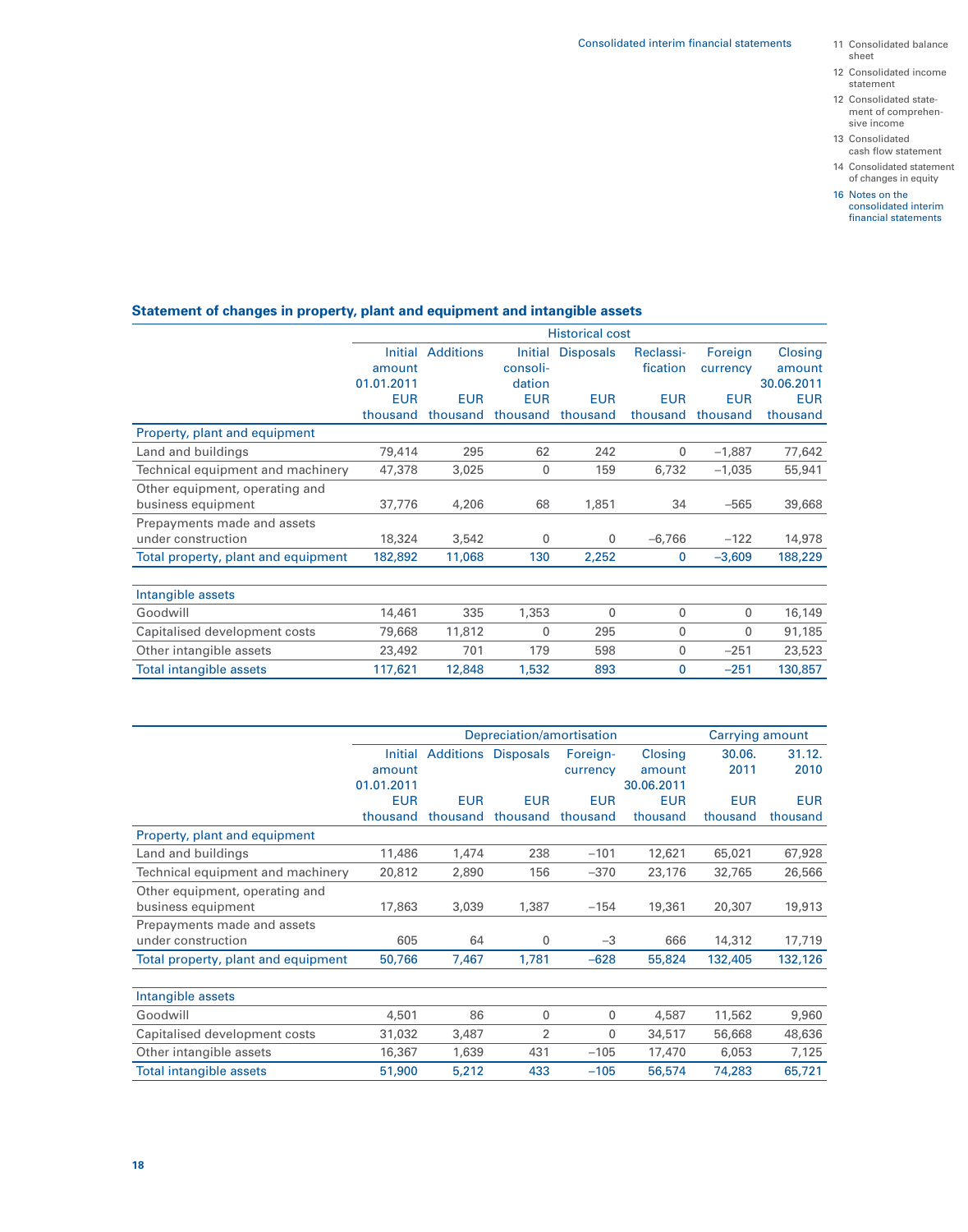## Statement of changes in property, plant and equipment and intangible assets

| | Historical cost | | | | | | |
|---|---|---|---|---|---|---|---|
| | Initial amount 01.01.2011 EUR thousand | Additions EUR thousand | Initial consoli-dation EUR thousand | Disposals EUR thousand | Reclassi-fication EUR thousand | Foreign currency EUR thousand | Closing amount 30.06.2011 EUR thousand |
| **Property, plant and equipment** | | | | | | | |
| Land and buildings | 79,414 | 295 | 62 | 242 | 0 | –1,887 | 77,642 |
| Technical equipment and machinery | 47,378 | 3,025 | 0 | 159 | 6,732 | –1,035 | 55,941 |
| Other equipment, operating and business equipment | 37,776 | 4,206 | 68 | 1,851 | 34 | –565 | 39,668 |
| Prepayments made and assets under construction | 18,324 | 3,542 | 0 | 0 | –6,766 | –122 | 14,978 |
| Total property, plant and equipment | 182,892 | 11,068 | 130 | 2,252 | 0 | –3,609 | 188,229 |
| **Intangible assets** | | | | | | | |
| Goodwill | 14,461 | 335 | 1,353 | 0 | 0 | 0 | 16,149 |
| Capitalised development costs | 79,668 | 11,812 | 0 | 295 | 0 | 0 | 91,185 |
| Other intangible assets | 23,492 | 701 | 179 | 598 | 0 | –251 | 23,523 |
| Total intangible assets | 117,621 | 12,848 | 1,532 | 893 | 0 | –251 | 130,857 |

| | Depreciation/amortisation | | | | | Carrying amount | |
|---|---|---|---|---|---|---|---|
| | Initial amount 01.01.2011 EUR thousand | Additions EUR thousand | Disposals EUR thousand | Foreign-currency EUR thousand | Closing amount 30.06.2011 EUR thousand | 30.06. 2011 EUR thousand | 31.12. 2010 EUR thousand |
| **Property, plant and equipment** | | | | | | | |
| Land and buildings | 11,486 | 1,474 | 238 | –101 | 12,621 | 65,021 | 67,928 |
| Technical equipment and machinery | 20,812 | 2,890 | 156 | –370 | 23,176 | 32,765 | 26,566 |
| Other equipment, operating and business equipment | 17,863 | 3,039 | 1,387 | –154 | 19,361 | 20,307 | 19,913 |
| Prepayments made and assets under construction | 605 | 64 | 0 | –3 | 666 | 14,312 | 17,719 |
| Total property, plant and equipment | 50,766 | 7,467 | 1,781 | –628 | 55,824 | 132,405 | 132,126 |
| **Intangible assets** | | | | | | | |
| Goodwill | 4,501 | 86 | 0 | 0 | 4,587 | 11,562 | 9,960 |
| Capitalised development costs | 31,032 | 3,487 | 2 | 0 | 34,517 | 56,668 | 48,636 |
| Other intangible assets | 16,367 | 1,639 | 431 | –105 | 17,470 | 6,053 | 7,125 |
| Total intangible assets | 51,900 | 5,212 | 433 | –105 | 56,574 | 74,283 | 65,721 |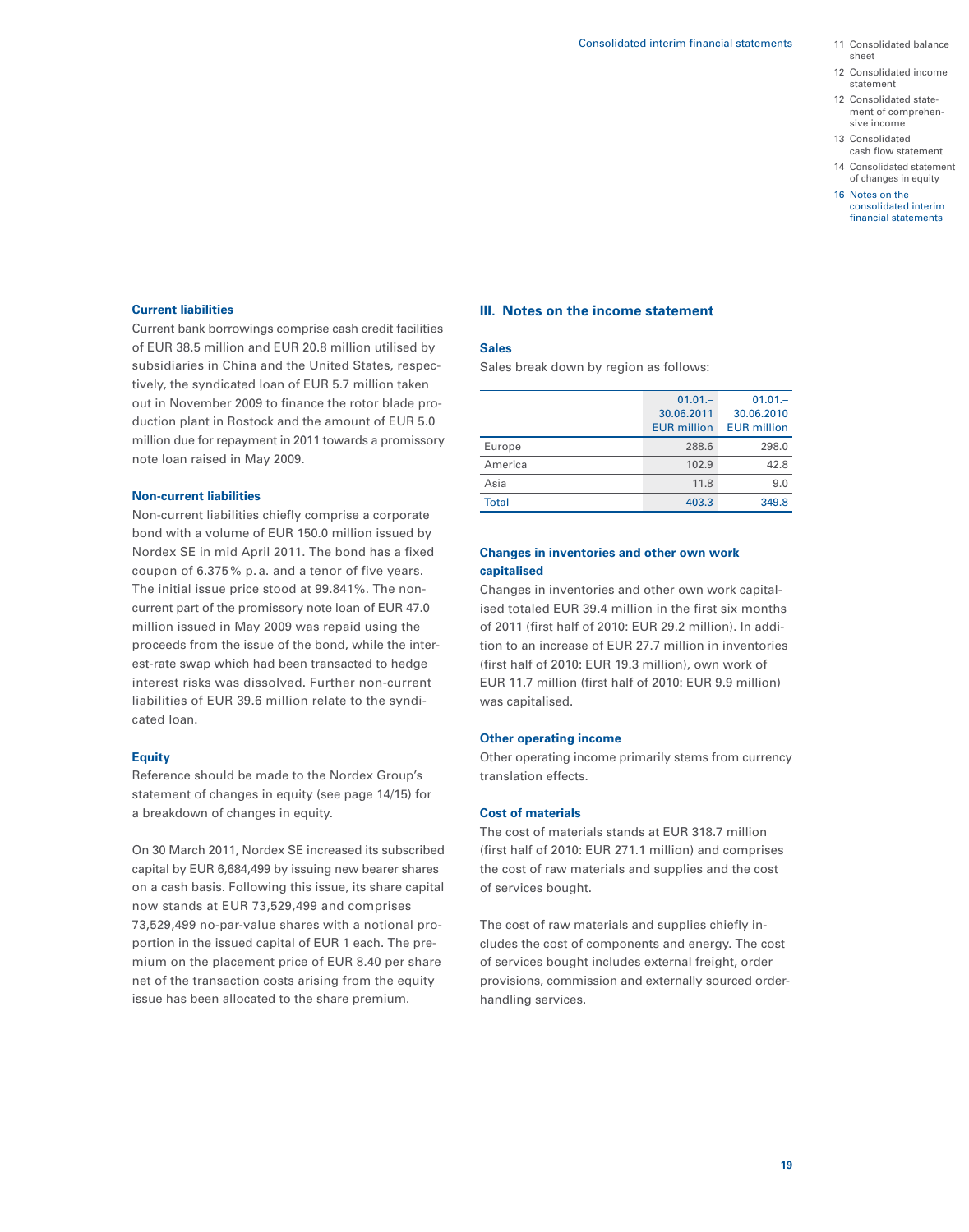### Current liabilities

Current bank borrowings comprise cash credit facilities of EUR 38.5 million and EUR 20.8 million utilised by subsidiaries in China and the United States, respectively, the syndicated loan of EUR 5.7 million taken out in November 2009 to finance the rotor blade production plant in Rostock and the amount of EUR 5.0 million due for repayment in 2011 towards a promissory note loan raised in May 2009.

### Non-current liabilities

Non-current liabilities chiefly comprise a corporate bond with a volume of EUR 150.0 million issued by Nordex SE in mid April 2011. The bond has a fixed coupon of 6.375 % p. a. and a tenor of five years. The initial issue price stood at 99.841%. The non-current part of the promissory note loan of EUR 47.0 million issued in May 2009 was repaid using the proceeds from the issue of the bond, while the interest-rate swap which had been transacted to hedge interest risks was dissolved. Further non-current liabilities of EUR 39.6 million relate to the syndicated loan.

### Equity

Reference should be made to the Nordex Group's statement of changes in equity (see page 14/15) for a breakdown of changes in equity.

On 30 March 2011, Nordex SE increased its subscribed capital by EUR 6,684,499 by issuing new bearer shares on a cash basis. Following this issue, its share capital now stands at EUR 73,529,499 and comprises 73,529,499 no-par-value shares with a notional proportion in the issued capital of EUR 1 each. The premium on the placement price of EUR 8.40 per share net of the transaction costs arising from the equity issue has been allocated to the share premium.

## III. Notes on the income statement

### Sales

Sales break down by region as follows:

| | 01.01.– 30.06.2011 EUR million | 01.01.– 30.06.2010 EUR million |
|---|---|---|
| Europe | 288.6 | 298.0 |
| America | 102.9 | 42.8 |
| Asia | 11.8 | 9.0 |
| Total | 403.3 | 349.8 |

### Changes in inventories and other own work capitalised

Changes in inventories and other own work capitalised totaled EUR 39.4 million in the first six months of 2011 (first half of 2010: EUR 29.2 million). In addition to an increase of EUR 27.7 million in inventories (first half of 2010: EUR 19.3 million), own work of EUR 11.7 million (first half of 2010: EUR 9.9 million) was capitalised.

### Other operating income

Other operating income primarily stems from currency translation effects.

### Cost of materials

The cost of materials stands at EUR 318.7 million (first half of 2010: EUR 271.1 million) and comprises the cost of raw materials and supplies and the cost of services bought.

The cost of raw materials and supplies chiefly includes the cost of components and energy. The cost of services bought includes external freight, order provisions, commission and externally sourced order-handling services.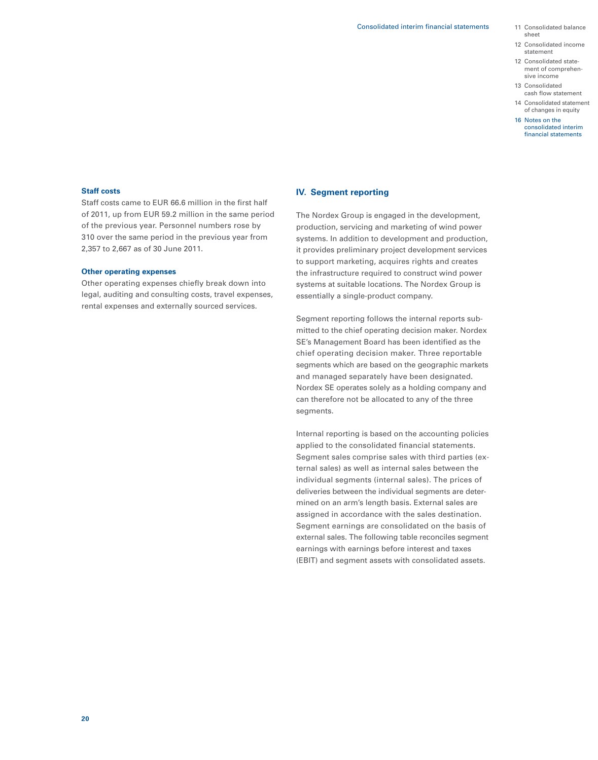### Staff costs

Staff costs came to EUR 66.6 million in the first half of 2011, up from EUR 59.2 million in the same period of the previous year. Personnel numbers rose by 310 over the same period in the previous year from 2,357 to 2,667 as of 30 June 2011.

### Other operating expenses

Other operating expenses chiefly break down into legal, auditing and consulting costs, travel expenses, rental expenses and externally sourced services.

## IV. Segment reporting

The Nordex Group is engaged in the development, production, servicing and marketing of wind power systems. In addition to development and production, it provides preliminary project development services to support marketing, acquires rights and creates the infrastructure required to construct wind power systems at suitable locations. The Nordex Group is essentially a single-product company.

Segment reporting follows the internal reports submitted to the chief operating decision maker. Nordex SE's Management Board has been identified as the chief operating decision maker. Three reportable segments which are based on the geographic markets and managed separately have been designated. Nordex SE operates solely as a holding company and can therefore not be allocated to any of the three segments.

Internal reporting is based on the accounting policies applied to the consolidated financial statements. Segment sales comprise sales with third parties (external sales) as well as internal sales between the individual segments (internal sales). The prices of deliveries between the individual segments are determined on an arm's length basis. External sales are assigned in accordance with the sales destination. Segment earnings are consolidated on the basis of external sales. The following table reconciles segment earnings with earnings before interest and taxes (EBIT) and segment assets with consolidated assets.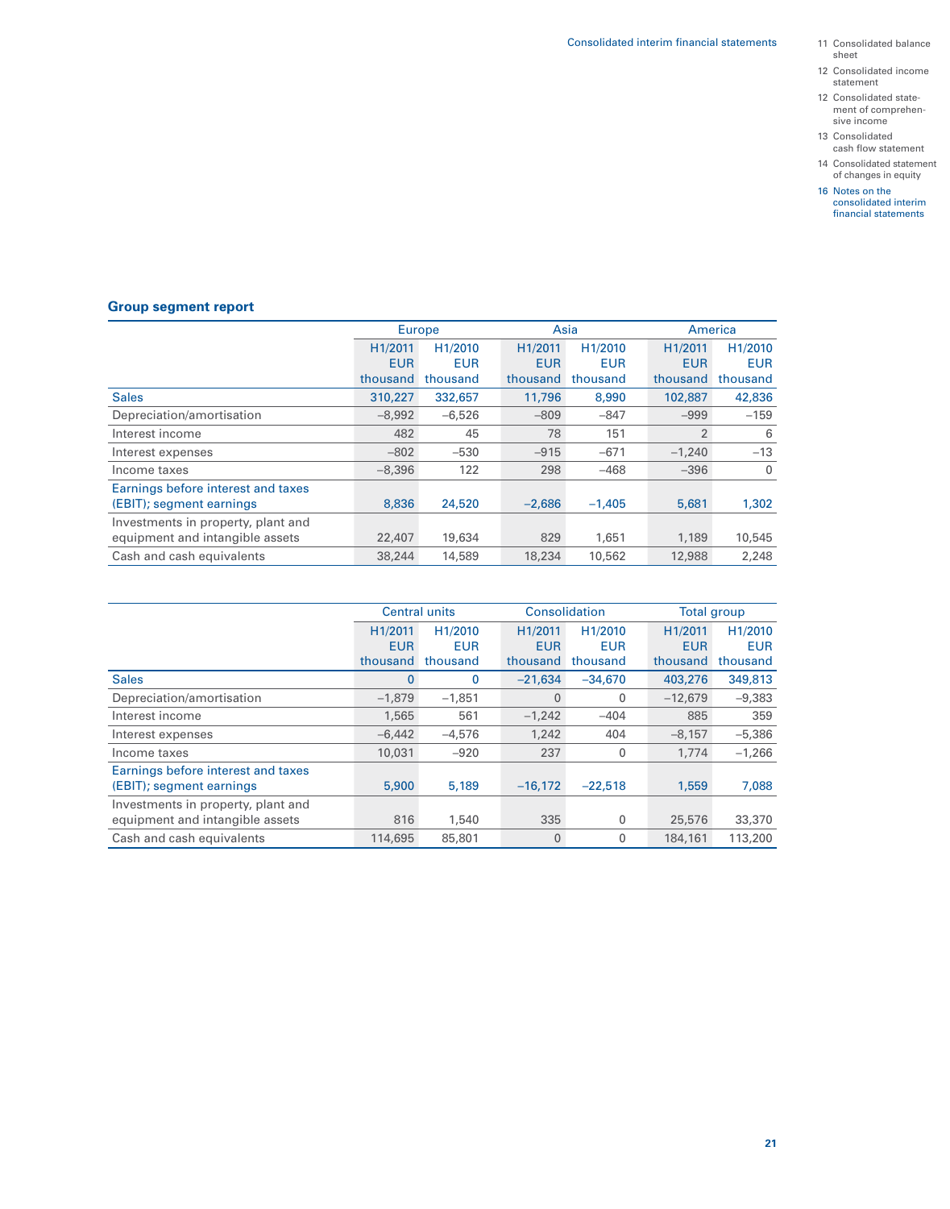## Group segment report

| | Europe | | Asia | | America | |
|---|---|---|---|---|---|---|
| | H1/2011 EUR thousand | H1/2010 EUR thousand | H1/2011 EUR thousand | H1/2010 EUR thousand | H1/2011 EUR thousand | H1/2010 EUR thousand |
| Sales | 310,227 | 332,657 | 11,796 | 8,990 | 102,887 | 42,836 |
| Depreciation/amortisation | –8,992 | –6,526 | –809 | –847 | –999 | –159 |
| Interest income | 482 | 45 | 78 | 151 | 2 | 6 |
| Interest expenses | –802 | –530 | –915 | –671 | –1,240 | –13 |
| Income taxes | –8,396 | 122 | 298 | –468 | –396 | 0 |
| Earnings before interest and taxes (EBIT); segment earnings | 8,836 | 24,520 | –2,686 | –1,405 | 5,681 | 1,302 |
| Investments in property, plant and equipment and intangible assets | 22,407 | 19,634 | 829 | 1,651 | 1,189 | 10,545 |
| Cash and cash equivalents | 38,244 | 14,589 | 18,234 | 10,562 | 12,988 | 2,248 |

| | Central units | | Consolidation | | Total group | |
|---|---|---|---|---|---|---|
| | H1/2011 EUR thousand | H1/2010 EUR thousand | H1/2011 EUR thousand | H1/2010 EUR thousand | H1/2011 EUR thousand | H1/2010 EUR thousand |
| Sales | 0 | 0 | –21,634 | –34,670 | 403,276 | 349,813 |
| Depreciation/amortisation | –1,879 | –1,851 | 0 | 0 | –12,679 | –9,383 |
| Interest income | 1,565 | 561 | –1,242 | –404 | 885 | 359 |
| Interest expenses | –6,442 | –4,576 | 1,242 | 404 | –8,157 | –5,386 |
| Income taxes | 10,031 | –920 | 237 | 0 | 1,774 | –1,266 |
| Earnings before interest and taxes (EBIT); segment earnings | 5,900 | 5,189 | –16,172 | –22,518 | 1,559 | 7,088 |
| Investments in property, plant and equipment and intangible assets | 816 | 1,540 | 335 | 0 | 25,576 | 33,370 |
| Cash and cash equivalents | 114,695 | 85,801 | 0 | 0 | 184,161 | 113,200 |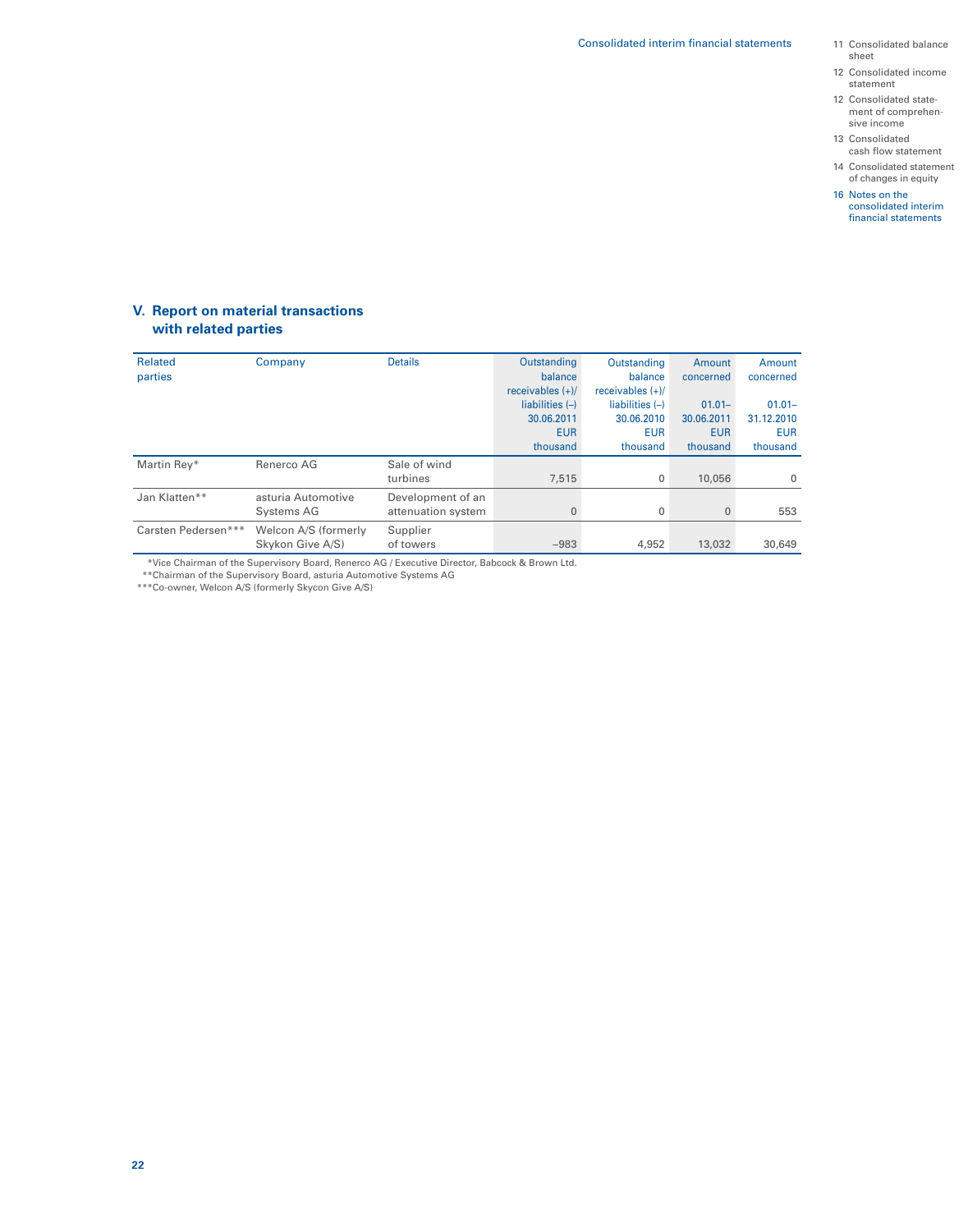## V. Report on material transactions with related parties

| Related parties | Company | Details | Outstanding balance receivables (+)/ liabilities (–) 30.06.2011 EUR thousand | Outstanding balance receivables (+)/ liabilities (–) 30.06.2010 EUR thousand | Amount concerned 01.01– 30.06.2011 EUR thousand | Amount concerned 01.01– 31.12.2010 EUR thousand |
|---|---|---|---|---|---|---|
| Martin Rey* | Renerco AG | Sale of wind turbines | 7,515 | 0 | 10,056 | 0 |
| Jan Klatten** | asturia Automotive Systems AG | Development of an attenuation system | 0 | 0 | 0 | 553 |
| Carsten Pedersen*** | Welcon A/S (formerly Skykon Give A/S) | Supplier of towers | –983 | 4,952 | 13,032 | 30,649 |

*Vice Chairman of the Supervisory Board, Renerco AG / Executive Director, Babcock & Brown Ltd.
**Chairman of the Supervisory Board, asturia Automotive Systems AG
***Co-owner, Welcon A/S (formerly Skycon Give A/S)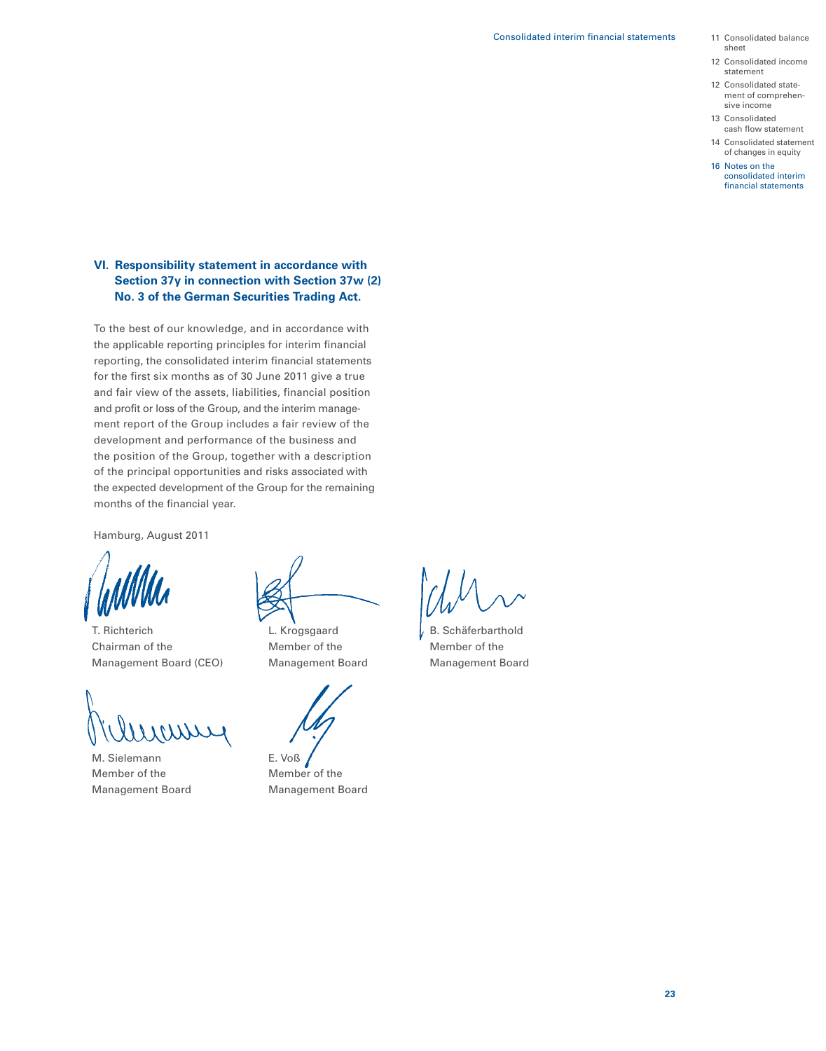## VI. Responsibility statement in accordance with Section 37y in connection with Section 37w (2) No. 3 of the German Securities Trading Act.

To the best of our knowledge, and in accordance with the applicable reporting principles for interim financial reporting, the consolidated interim financial statements for the first six months as of 30 June 2011 give a true and fair view of the assets, liabilities, financial position and profit or loss of the Group, and the interim management report of the Group includes a fair review of the development and performance of the business and the position of the Group, together with a description of the principal opportunities and risks associated with the expected development of the Group for the remaining months of the financial year.

Hamburg, August 2011

T. Richterich
Chairman of the
Management Board (CEO)

L. Krogsgaard
Member of the
Management Board

B. Schäferbarthold
Member of the
Management Board

M. Sielemann
Member of the
Management Board

E. Voß
Member of the
Management Board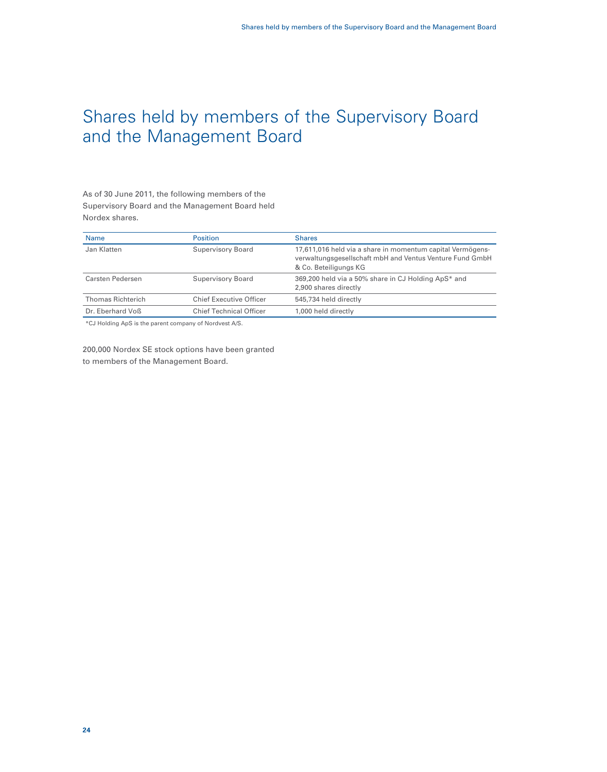# Shares held by members of the Supervisory Board and the Management Board

As of 30 June 2011, the following members of the Supervisory Board and the Management Board held Nordex shares.

| Name | Position | Shares |
|---|---|---|
| Jan Klatten | Supervisory Board | 17,611,016 held via a share in momentum capital Vermögensverwaltungsgesellschaft mbH and Ventus Venture Fund GmbH & Co. Beteiligungs KG |
| Carsten Pedersen | Supervisory Board | 369,200 held via a 50% share in CJ Holding ApS* and 2,900 shares directly |
| Thomas Richterich | Chief Executive Officer | 545,734 held directly |
| Dr. Eberhard Voß | Chief Technical Officer | 1,000 held directly |

*CJ Holding ApS is the parent company of Nordvest A/S.

200,000 Nordex SE stock options have been granted to members of the Management Board.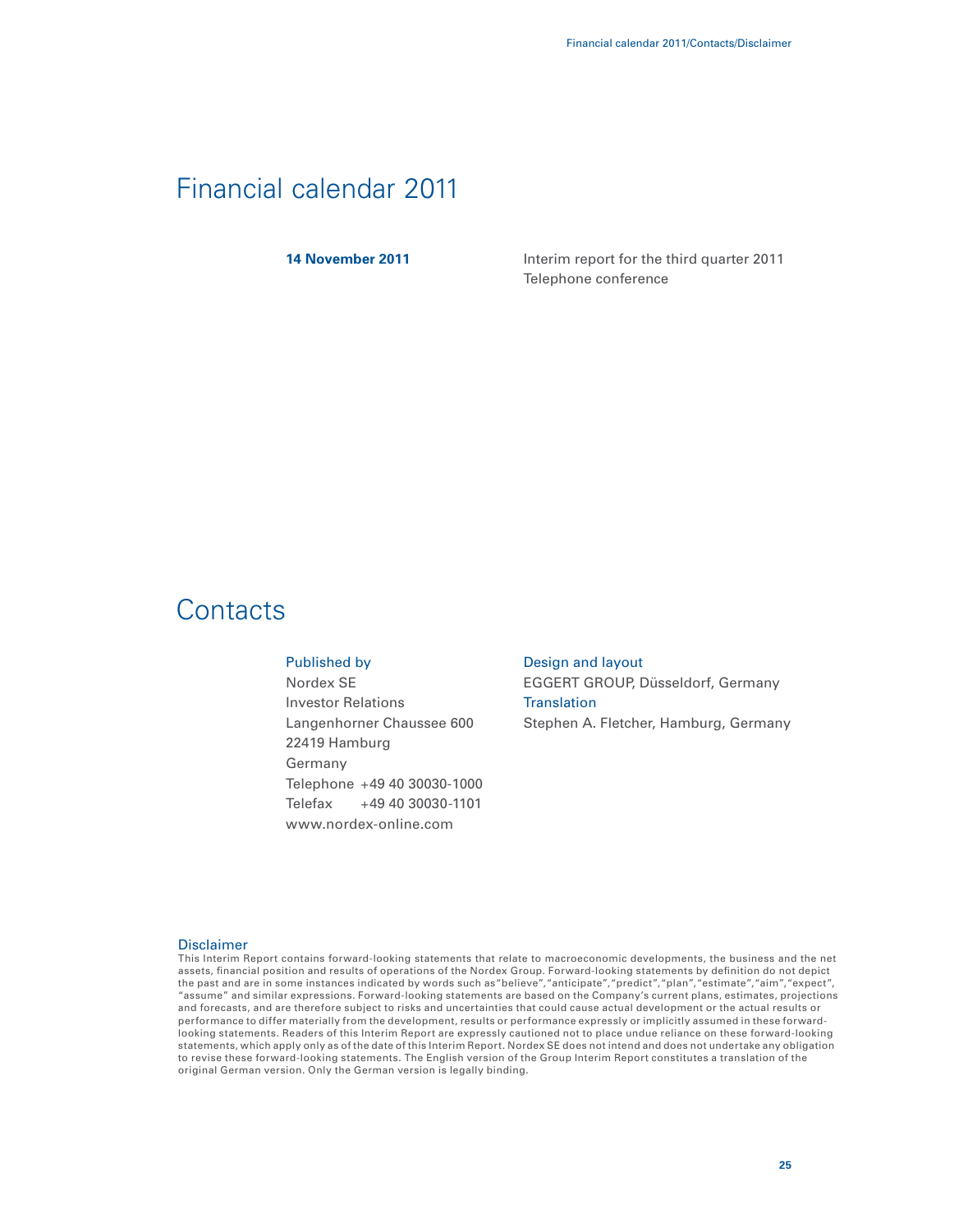# Financial calendar 2011

**14 November 2011** Interim report for the third quarter 2011
Telephone conference

# Contacts

### Published by

Nordex SE
Investor Relations
Langenhorner Chaussee 600
22419 Hamburg
Germany
Telephone +49 40 30030-1000
Telefax +49 40 30030-1101
www.nordex-online.com

### Design and layout

EGGERT GROUP, Düsseldorf, Germany

### Translation

Stephen A. Fletcher, Hamburg, Germany

### Disclaimer

This Interim Report contains forward-looking statements that relate to macroeconomic developments, the business and the net assets, financial position and results of operations of the Nordex Group. Forward-looking statements by definition do not depict the past and are in some instances indicated by words such as "believe", "anticipate", "predict", "plan", "estimate", "aim", "expect", "assume" and similar expressions. Forward-looking statements are based on the Company's current plans, estimates, projections and forecasts, and are therefore subject to risks and uncertainties that could cause actual development or the actual results or performance to differ materially from the development, results or performance expressly or implicitly assumed in these forward-looking statements. Readers of this Interim Report are expressly cautioned not to place undue reliance on these forward-looking statements, which apply only as of the date of this Interim Report. Nordex SE does not intend and does not undertake any obligation to revise these forward-looking statements. The English version of the Group Interim Report constitutes a translation of the original German version. Only the German version is legally binding.